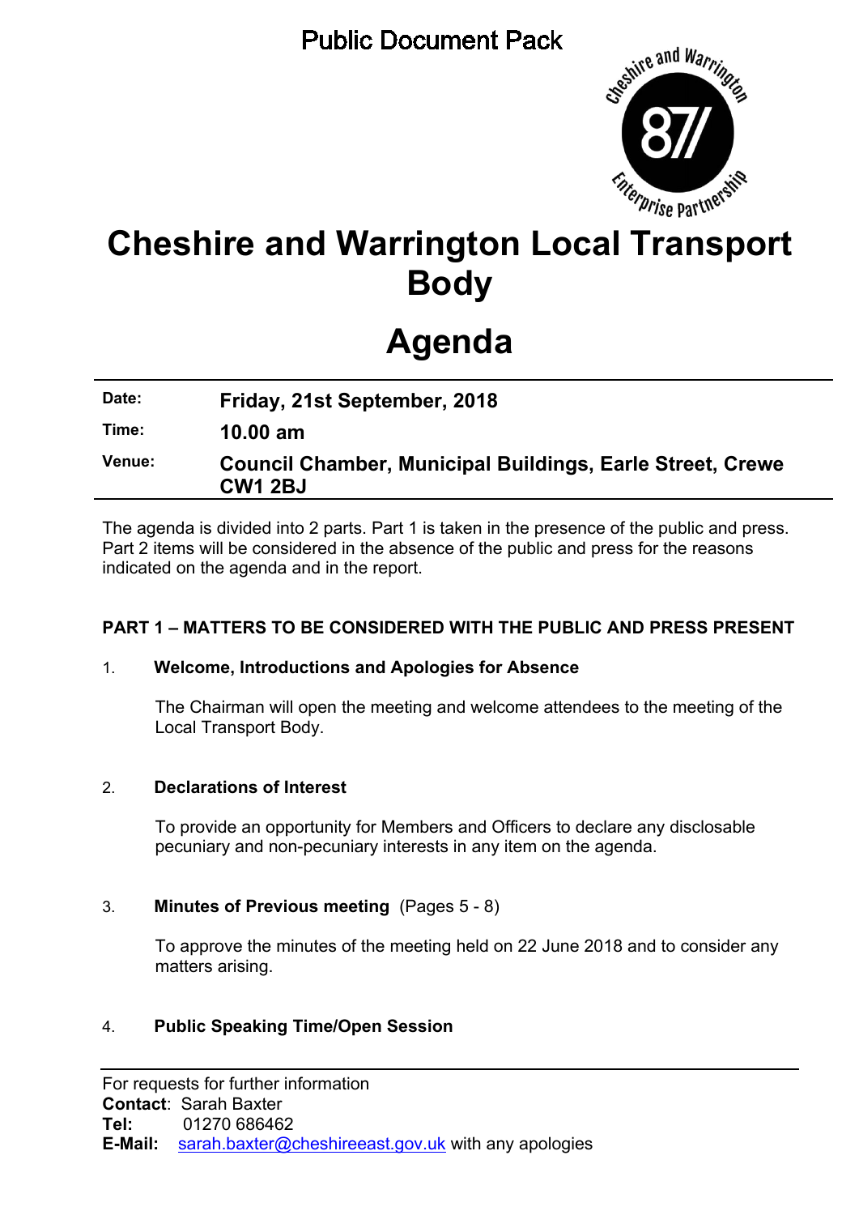Public Document Pack

# Cheshire and Warrington Local Transport Body

# Agenda

| | |
|---|---|
| **Date:** | **Friday, 21st September, 2018** |
| **Time:** | **10.00 am** |
| **Venue:** | **Council Chamber, Municipal Buildings, Earle Street, Crewe CW1 2BJ** |

The agenda is divided into 2 parts. Part 1 is taken in the presence of the public and press. Part 2 items will be considered in the absence of the public and press for the reasons indicated on the agenda and in the report.

**PART 1 – MATTERS TO BE CONSIDERED WITH THE PUBLIC AND PRESS PRESENT**

1. **Welcome, Introductions and Apologies for Absence**

   The Chairman will open the meeting and welcome attendees to the meeting of the Local Transport Body.

2. **Declarations of Interest**

   To provide an opportunity for Members and Officers to declare any disclosable pecuniary and non-pecuniary interests in any item on the agenda.

3. **Minutes of Previous meeting** (Pages 5 - 8)

   To approve the minutes of the meeting held on 22 June 2018 and to consider any matters arising.

4. **Public Speaking Time/Open Session**

For requests for further information
**Contact**: Sarah Baxter
**Tel:** 01270 686462
**E-Mail:** sarah.baxter@cheshireeast.gov.uk with any apologies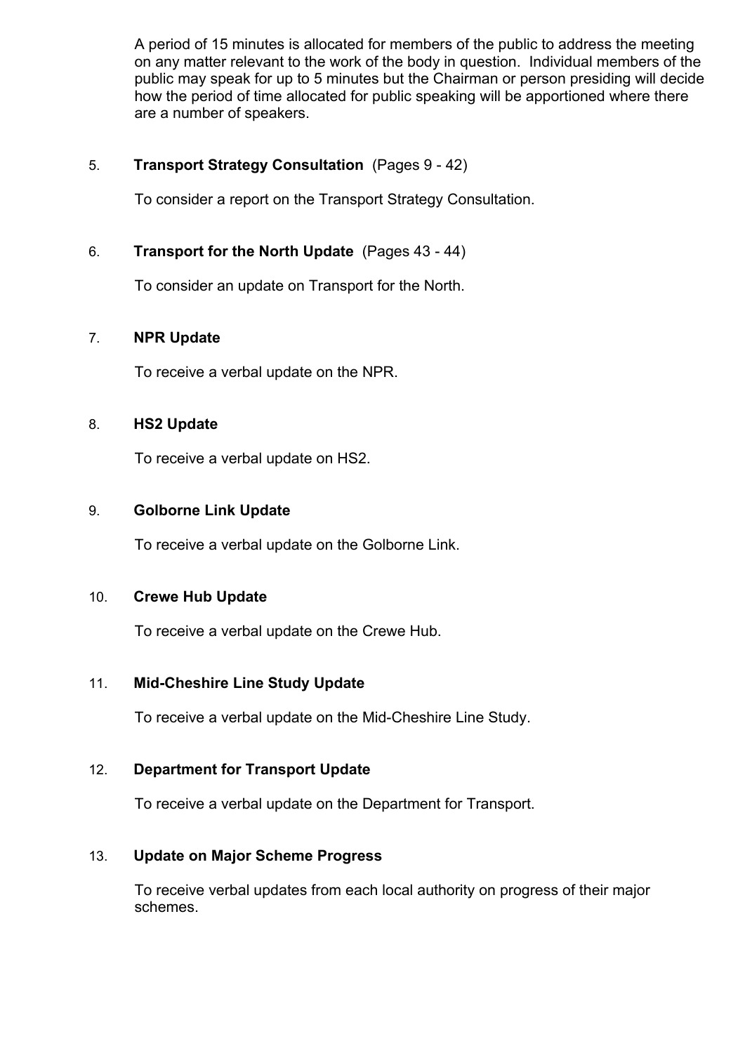A period of 15 minutes is allocated for members of the public to address the meeting on any matter relevant to the work of the body in question. Individual members of the public may speak for up to 5 minutes but the Chairman or person presiding will decide how the period of time allocated for public speaking will be apportioned where there are a number of speakers.

5. **Transport Strategy Consultation** (Pages 9 - 42)

   To consider a report on the Transport Strategy Consultation.

6. **Transport for the North Update** (Pages 43 - 44)

   To consider an update on Transport for the North.

7. **NPR Update**

   To receive a verbal update on the NPR.

8. **HS2 Update**

   To receive a verbal update on HS2.

9. **Golborne Link Update**

   To receive a verbal update on the Golborne Link.

10. **Crewe Hub Update**

    To receive a verbal update on the Crewe Hub.

11. **Mid-Cheshire Line Study Update**

    To receive a verbal update on the Mid-Cheshire Line Study.

12. **Department for Transport Update**

    To receive a verbal update on the Department for Transport.

13. **Update on Major Scheme Progress**

    To receive verbal updates from each local authority on progress of their major schemes.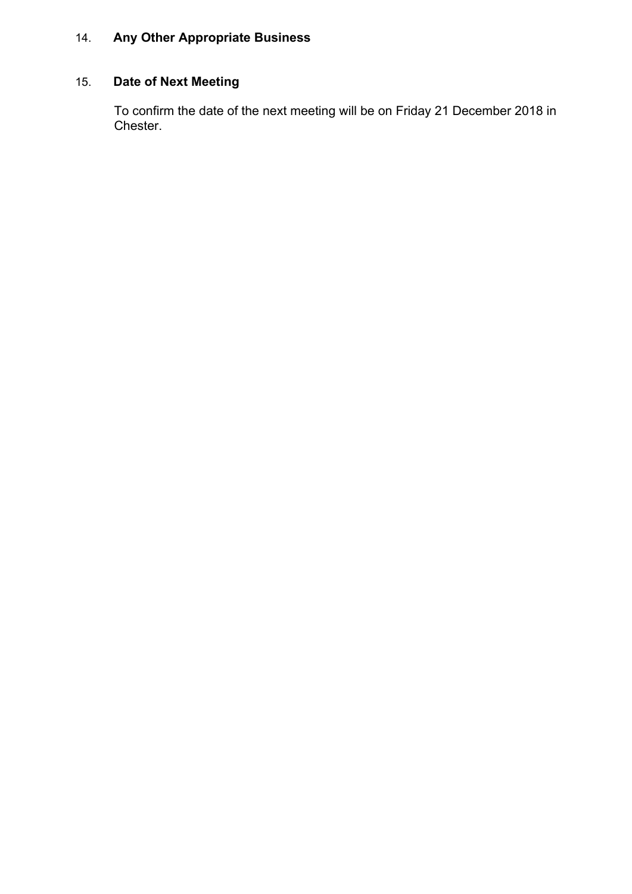14. **Any Other Appropriate Business**

15. **Date of Next Meeting**

To confirm the date of the next meeting will be on Friday 21 December 2018 in Chester.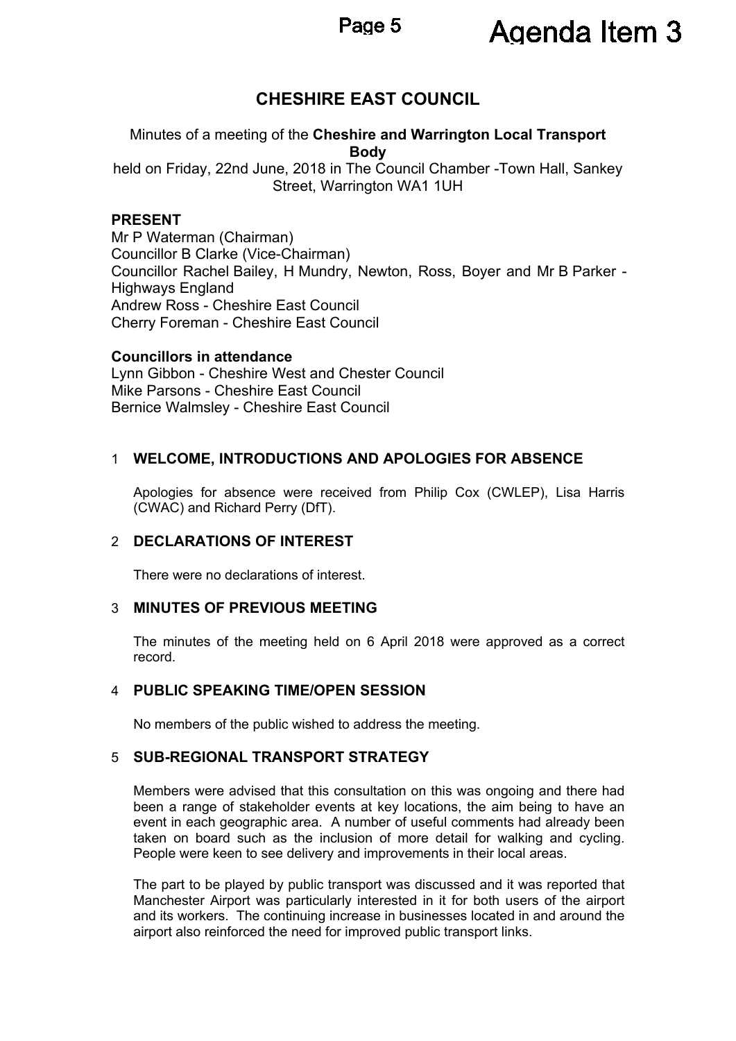# CHESHIRE EAST COUNCIL

Minutes of a meeting of the **Cheshire and Warrington Local Transport Body**
held on Friday, 22nd June, 2018 in The Council Chamber -Town Hall, Sankey Street, Warrington WA1 1UH

**PRESENT**

Mr P Waterman (Chairman)
Councillor B Clarke (Vice-Chairman)
Councillor Rachel Bailey, H Mundry, Newton, Ross, Boyer and Mr B Parker - Highways England
Andrew Ross - Cheshire East Council
Cherry Foreman - Cheshire East Council

**Councillors in attendance**

Lynn Gibbon - Cheshire West and Chester Council
Mike Parsons - Cheshire East Council
Bernice Walmsley - Cheshire East Council

## 1 WELCOME, INTRODUCTIONS AND APOLOGIES FOR ABSENCE

Apologies for absence were received from Philip Cox (CWLEP), Lisa Harris (CWAC) and Richard Perry (DfT).

## 2 DECLARATIONS OF INTEREST

There were no declarations of interest.

## 3 MINUTES OF PREVIOUS MEETING

The minutes of the meeting held on 6 April 2018 were approved as a correct record.

## 4 PUBLIC SPEAKING TIME/OPEN SESSION

No members of the public wished to address the meeting.

## 5 SUB-REGIONAL TRANSPORT STRATEGY

Members were advised that this consultation on this was ongoing and there had been a range of stakeholder events at key locations, the aim being to have an event in each geographic area. A number of useful comments had already been taken on board such as the inclusion of more detail for walking and cycling. People were keen to see delivery and improvements in their local areas.

The part to be played by public transport was discussed and it was reported that Manchester Airport was particularly interested in it for both users of the airport and its workers. The continuing increase in businesses located in and around the airport also reinforced the need for improved public transport links.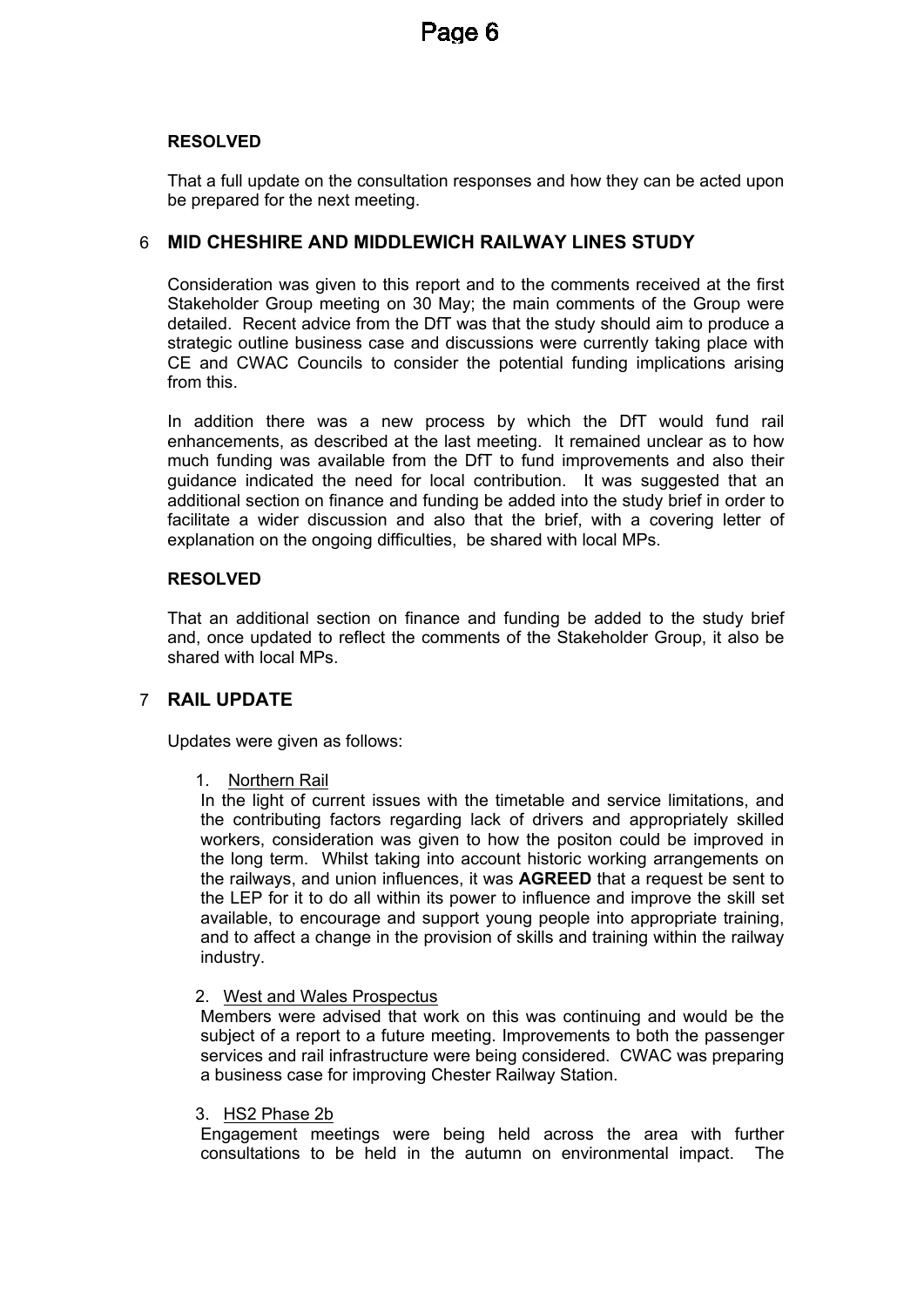**RESOLVED**

That a full update on the consultation responses and how they can be acted upon be prepared for the next meeting.

## 6 MID CHESHIRE AND MIDDLEWICH RAILWAY LINES STUDY

Consideration was given to this report and to the comments received at the first Stakeholder Group meeting on 30 May; the main comments of the Group were detailed. Recent advice from the DfT was that the study should aim to produce a strategic outline business case and discussions were currently taking place with CE and CWAC Councils to consider the potential funding implications arising from this.

In addition there was a new process by which the DfT would fund rail enhancements, as described at the last meeting. It remained unclear as to how much funding was available from the DfT to fund improvements and also their guidance indicated the need for local contribution. It was suggested that an additional section on finance and funding be added into the study brief in order to facilitate a wider discussion and also that the brief, with a covering letter of explanation on the ongoing difficulties, be shared with local MPs.

**RESOLVED**

That an additional section on finance and funding be added to the study brief and, once updated to reflect the comments of the Stakeholder Group, it also be shared with local MPs.

## 7 RAIL UPDATE

Updates were given as follows:

1. Northern Rail
In the light of current issues with the timetable and service limitations, and the contributing factors regarding lack of drivers and appropriately skilled workers, consideration was given to how the positon could be improved in the long term. Whilst taking into account historic working arrangements on the railways, and union influences, it was **AGREED** that a request be sent to the LEP for it to do all within its power to influence and improve the skill set available, to encourage and support young people into appropriate training, and to affect a change in the provision of skills and training within the railway industry.

2. West and Wales Prospectus
Members were advised that work on this was continuing and would be the subject of a report to a future meeting. Improvements to both the passenger services and rail infrastructure were being considered. CWAC was preparing a business case for improving Chester Railway Station.

3. HS2 Phase 2b
Engagement meetings were being held across the area with further consultations to be held in the autumn on environmental impact. The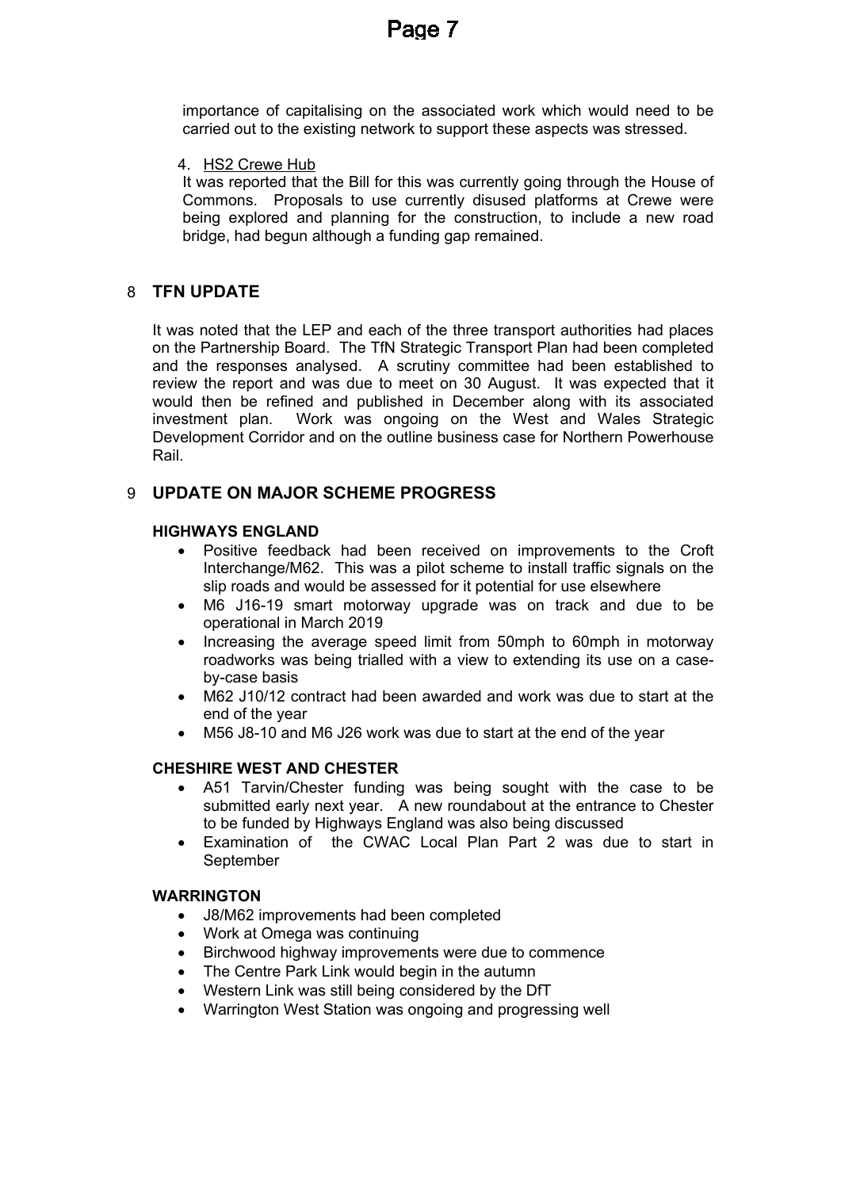importance of capitalising on the associated work which would need to be carried out to the existing network to support these aspects was stressed.

4. HS2 Crewe Hub

It was reported that the Bill for this was currently going through the House of Commons. Proposals to use currently disused platforms at Crewe were being explored and planning for the construction, to include a new road bridge, had begun although a funding gap remained.

## 8 TFN UPDATE

It was noted that the LEP and each of the three transport authorities had places on the Partnership Board. The TfN Strategic Transport Plan had been completed and the responses analysed. A scrutiny committee had been established to review the report and was due to meet on 30 August. It was expected that it would then be refined and published in December along with its associated investment plan. Work was ongoing on the West and Wales Strategic Development Corridor and on the outline business case for Northern Powerhouse Rail.

## 9 UPDATE ON MAJOR SCHEME PROGRESS

**HIGHWAYS ENGLAND**

- Positive feedback had been received on improvements to the Croft Interchange/M62. This was a pilot scheme to install traffic signals on the slip roads and would be assessed for it potential for use elsewhere
- M6 J16-19 smart motorway upgrade was on track and due to be operational in March 2019
- Increasing the average speed limit from 50mph to 60mph in motorway roadworks was being trialled with a view to extending its use on a case-by-case basis
- M62 J10/12 contract had been awarded and work was due to start at the end of the year
- M56 J8-10 and M6 J26 work was due to start at the end of the year

**CHESHIRE WEST AND CHESTER**

- A51 Tarvin/Chester funding was being sought with the case to be submitted early next year. A new roundabout at the entrance to Chester to be funded by Highways England was also being discussed
- Examination of the CWAC Local Plan Part 2 was due to start in September

**WARRINGTON**

- J8/M62 improvements had been completed
- Work at Omega was continuing
- Birchwood highway improvements were due to commence
- The Centre Park Link would begin in the autumn
- Western Link was still being considered by the DfT
- Warrington West Station was ongoing and progressing well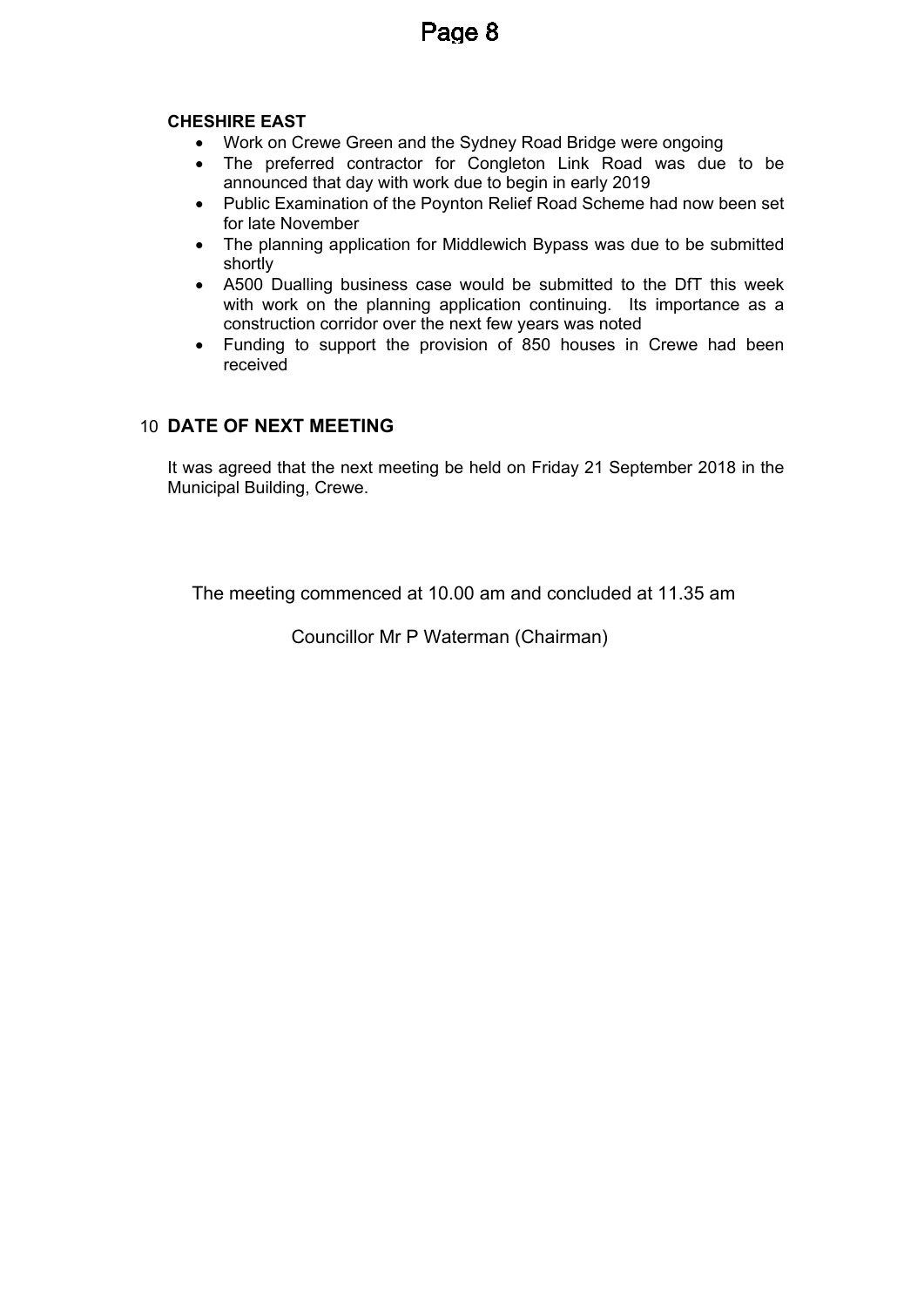**CHESHIRE EAST**

- Work on Crewe Green and the Sydney Road Bridge were ongoing
- The preferred contractor for Congleton Link Road was due to be announced that day with work due to begin in early 2019
- Public Examination of the Poynton Relief Road Scheme had now been set for late November
- The planning application for Middlewich Bypass was due to be submitted shortly
- A500 Dualling business case would be submitted to the DfT this week with work on the planning application continuing. Its importance as a construction corridor over the next few years was noted
- Funding to support the provision of 850 houses in Crewe had been received

## 10 DATE OF NEXT MEETING

It was agreed that the next meeting be held on Friday 21 September 2018 in the Municipal Building, Crewe.

The meeting commenced at 10.00 am and concluded at 11.35 am

Councillor Mr P Waterman (Chairman)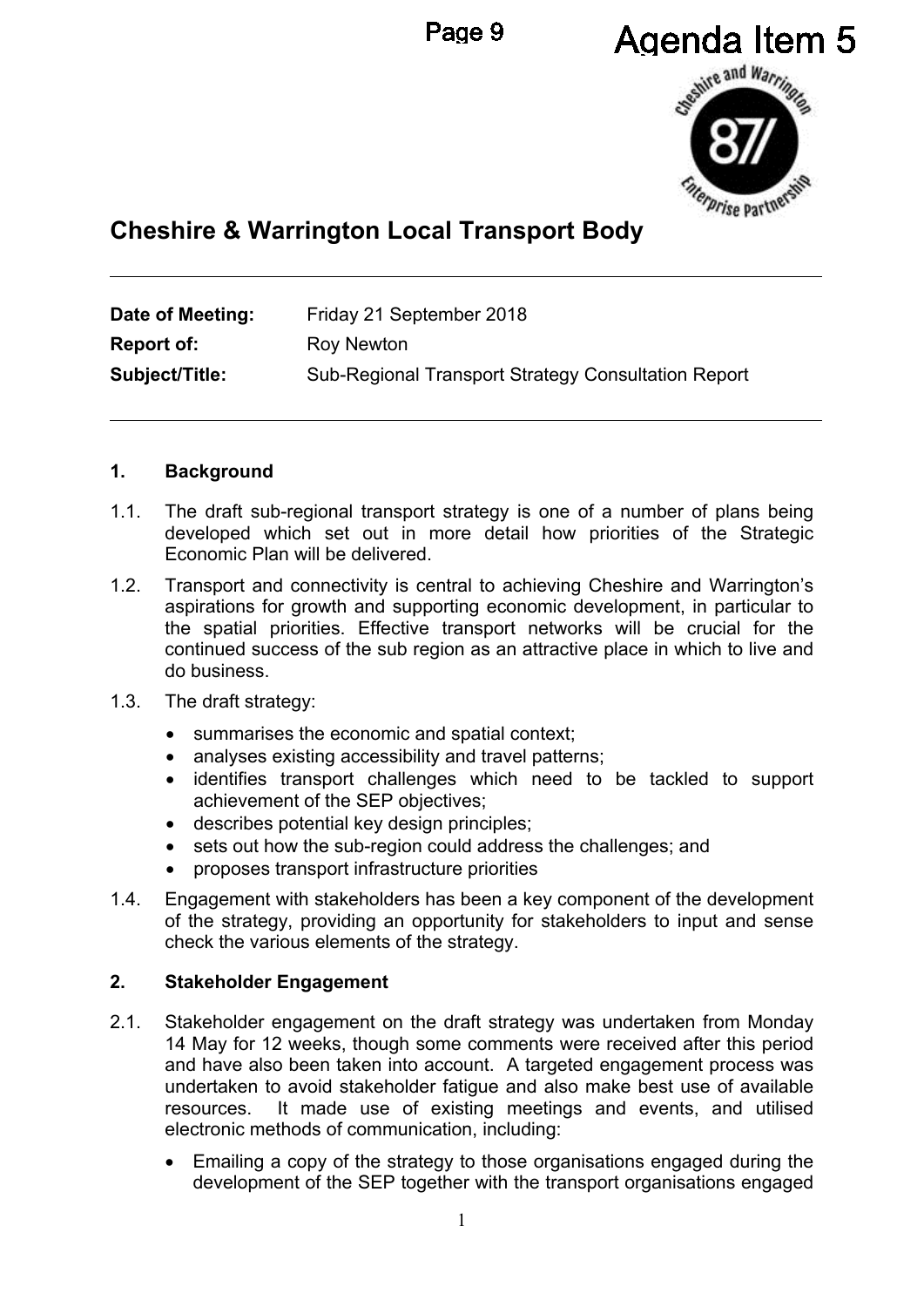Agenda Item 5

# Cheshire & Warrington Local Transport Body

**Date of Meeting:** Friday 21 September 2018
**Report of:** Roy Newton
**Subject/Title:** Sub-Regional Transport Strategy Consultation Report

## 1. Background

1.1. The draft sub-regional transport strategy is one of a number of plans being developed which set out in more detail how priorities of the Strategic Economic Plan will be delivered.

1.2. Transport and connectivity is central to achieving Cheshire and Warrington's aspirations for growth and supporting economic development, in particular to the spatial priorities. Effective transport networks will be crucial for the continued success of the sub region as an attractive place in which to live and do business.

1.3. The draft strategy:

- summarises the economic and spatial context;
- analyses existing accessibility and travel patterns;
- identifies transport challenges which need to be tackled to support achievement of the SEP objectives;
- describes potential key design principles;
- sets out how the sub-region could address the challenges; and
- proposes transport infrastructure priorities

1.4. Engagement with stakeholders has been a key component of the development of the strategy, providing an opportunity for stakeholders to input and sense check the various elements of the strategy.

## 2. Stakeholder Engagement

2.1. Stakeholder engagement on the draft strategy was undertaken from Monday 14 May for 12 weeks, though some comments were received after this period and have also been taken into account. A targeted engagement process was undertaken to avoid stakeholder fatigue and also make best use of available resources. It made use of existing meetings and events, and utilised electronic methods of communication, including:

- Emailing a copy of the strategy to those organisations engaged during the development of the SEP together with the transport organisations engaged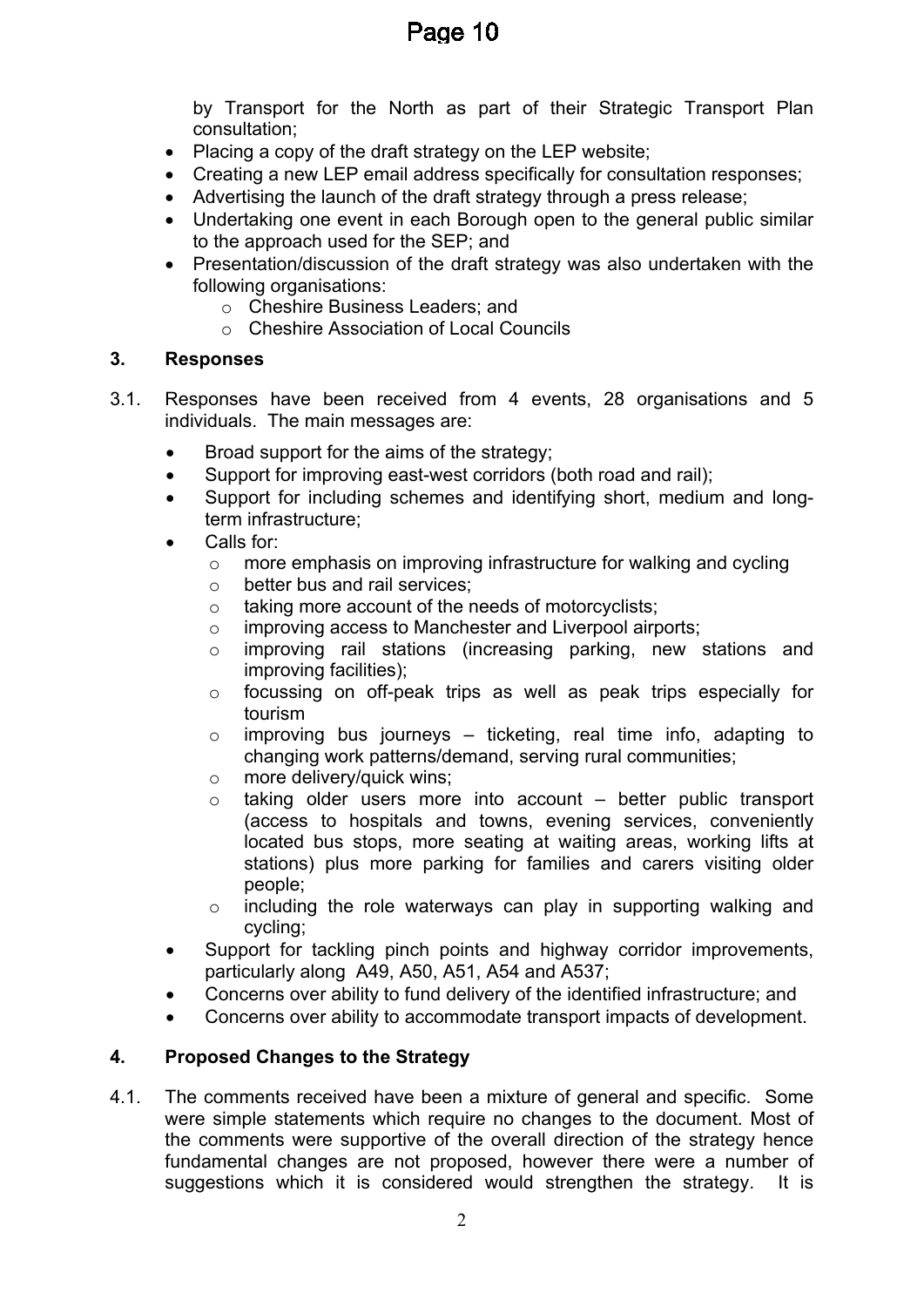by Transport for the North as part of their Strategic Transport Plan consultation;

- Placing a copy of the draft strategy on the LEP website;
- Creating a new LEP email address specifically for consultation responses;
- Advertising the launch of the draft strategy through a press release;
- Undertaking one event in each Borough open to the general public similar to the approach used for the SEP; and
- Presentation/discussion of the draft strategy was also undertaken with the following organisations:
  - Cheshire Business Leaders; and
  - Cheshire Association of Local Councils

## 3. Responses

3.1. Responses have been received from 4 events, 28 organisations and 5 individuals. The main messages are:

- Broad support for the aims of the strategy;
- Support for improving east-west corridors (both road and rail);
- Support for including schemes and identifying short, medium and long-term infrastructure;
- Calls for:
  - more emphasis on improving infrastructure for walking and cycling
  - better bus and rail services;
  - taking more account of the needs of motorcyclists;
  - improving access to Manchester and Liverpool airports;
  - improving rail stations (increasing parking, new stations and improving facilities);
  - focussing on off-peak trips as well as peak trips especially for tourism
  - improving bus journeys – ticketing, real time info, adapting to changing work patterns/demand, serving rural communities;
  - more delivery/quick wins;
  - taking older users more into account – better public transport (access to hospitals and towns, evening services, conveniently located bus stops, more seating at waiting areas, working lifts at stations) plus more parking for families and carers visiting older people;
  - including the role waterways can play in supporting walking and cycling;
- Support for tackling pinch points and highway corridor improvements, particularly along A49, A50, A51, A54 and A537;
- Concerns over ability to fund delivery of the identified infrastructure; and
- Concerns over ability to accommodate transport impacts of development.

## 4. Proposed Changes to the Strategy

4.1. The comments received have been a mixture of general and specific. Some were simple statements which require no changes to the document. Most of the comments were supportive of the overall direction of the strategy hence fundamental changes are not proposed, however there were a number of suggestions which it is considered would strengthen the strategy. It is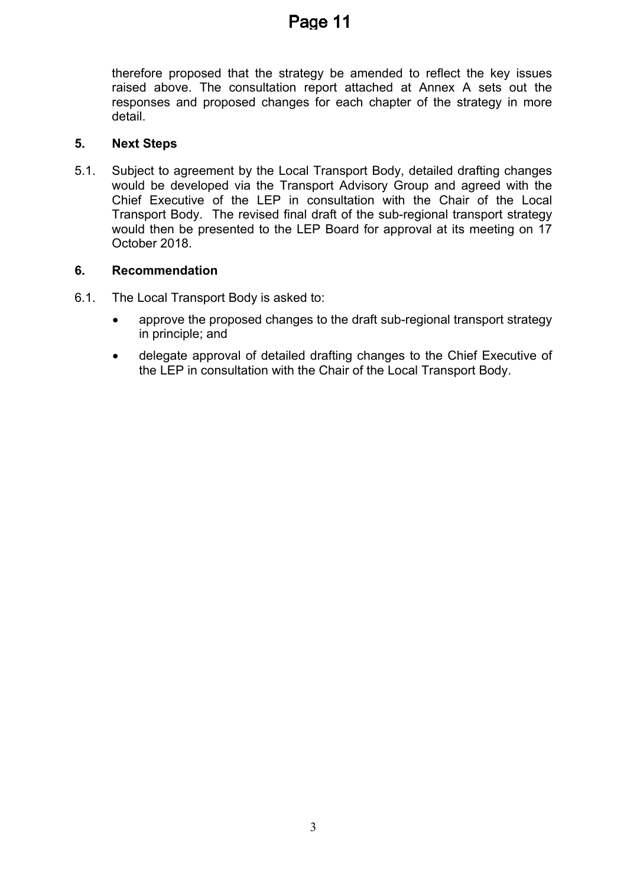therefore proposed that the strategy be amended to reflect the key issues raised above. The consultation report attached at Annex A sets out the responses and proposed changes for each chapter of the strategy in more detail.

## 5. Next Steps

5.1. Subject to agreement by the Local Transport Body, detailed drafting changes would be developed via the Transport Advisory Group and agreed with the Chief Executive of the LEP in consultation with the Chair of the Local Transport Body. The revised final draft of the sub-regional transport strategy would then be presented to the LEP Board for approval at its meeting on 17 October 2018.

## 6. Recommendation

6.1. The Local Transport Body is asked to:

- approve the proposed changes to the draft sub-regional transport strategy in principle; and
- delegate approval of detailed drafting changes to the Chief Executive of the LEP in consultation with the Chair of the Local Transport Body.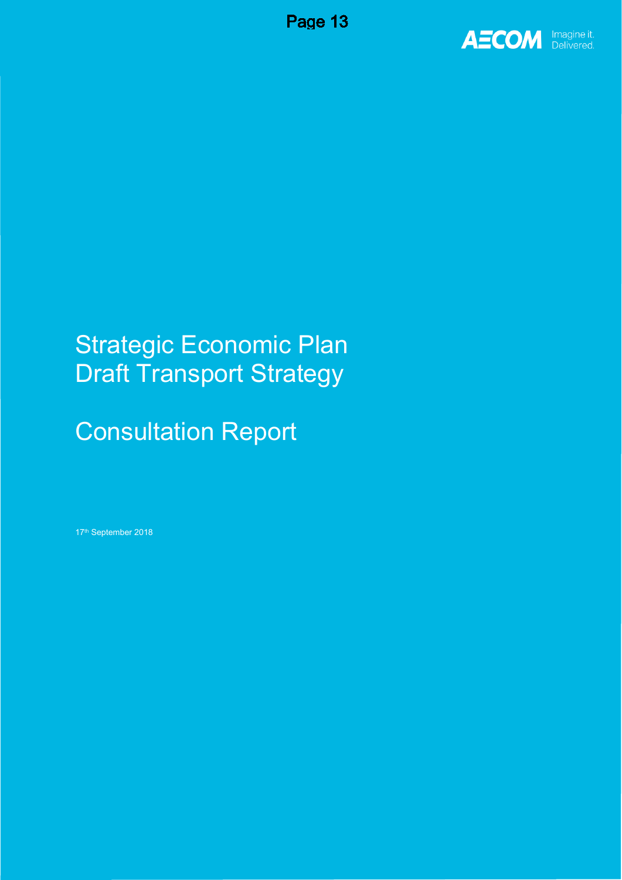# Strategic Economic Plan Draft Transport Strategy

# Consultation Report

17th September 2018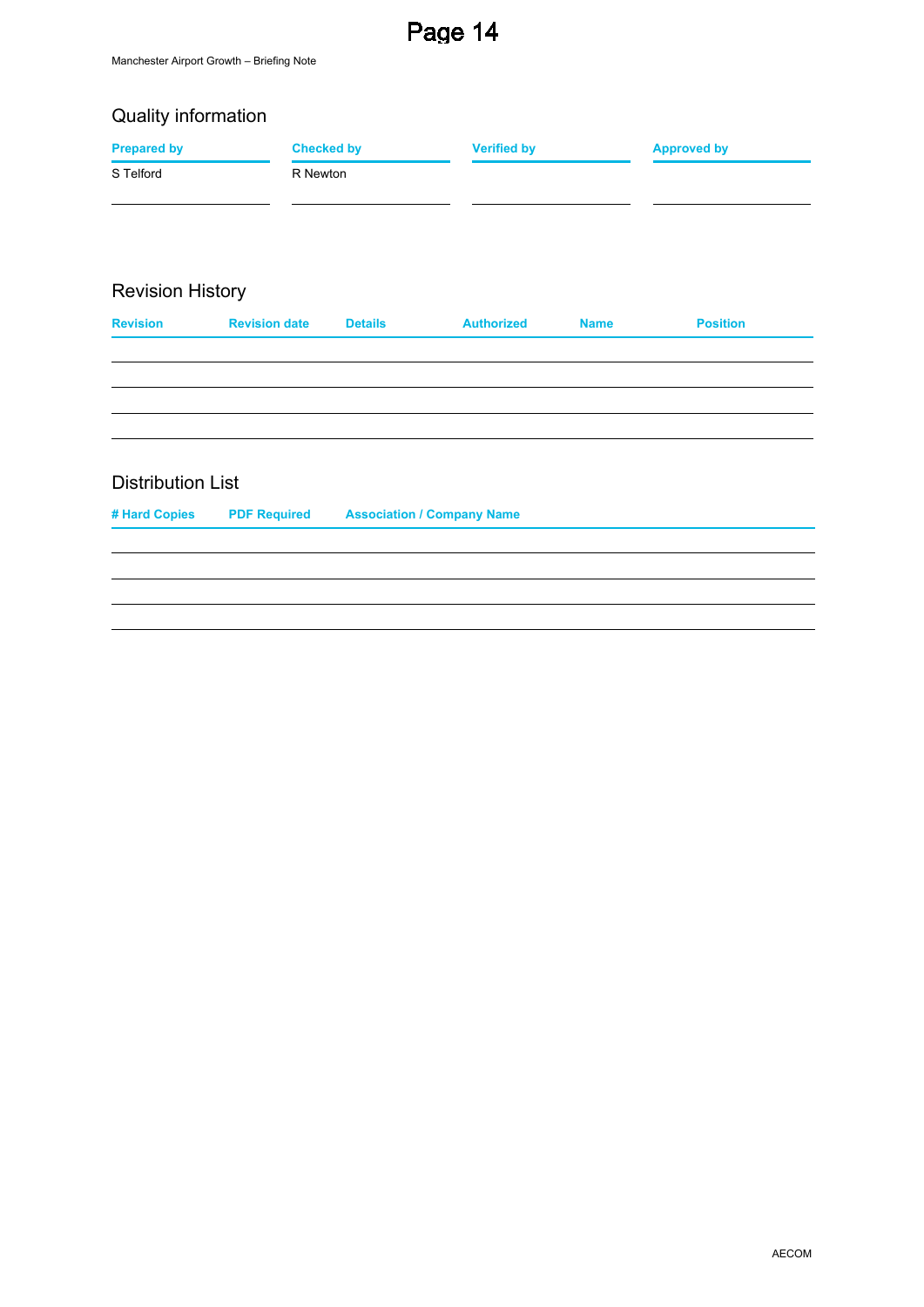## Quality information

| Prepared by | Checked by | Verified by | Approved by |
|---|---|---|---|
| S Telford | R Newton | | |

## Revision History

| Revision | Revision date | Details | Authorized | Name | Position |
|---|---|---|---|---|---|
| | | | | | |
| | | | | | |
| | | | | | |
| | | | | | |

## Distribution List

| # Hard Copies | PDF Required | Association / Company Name |
|---|---|---|
| | | |
| | | |
| | | |
| | | |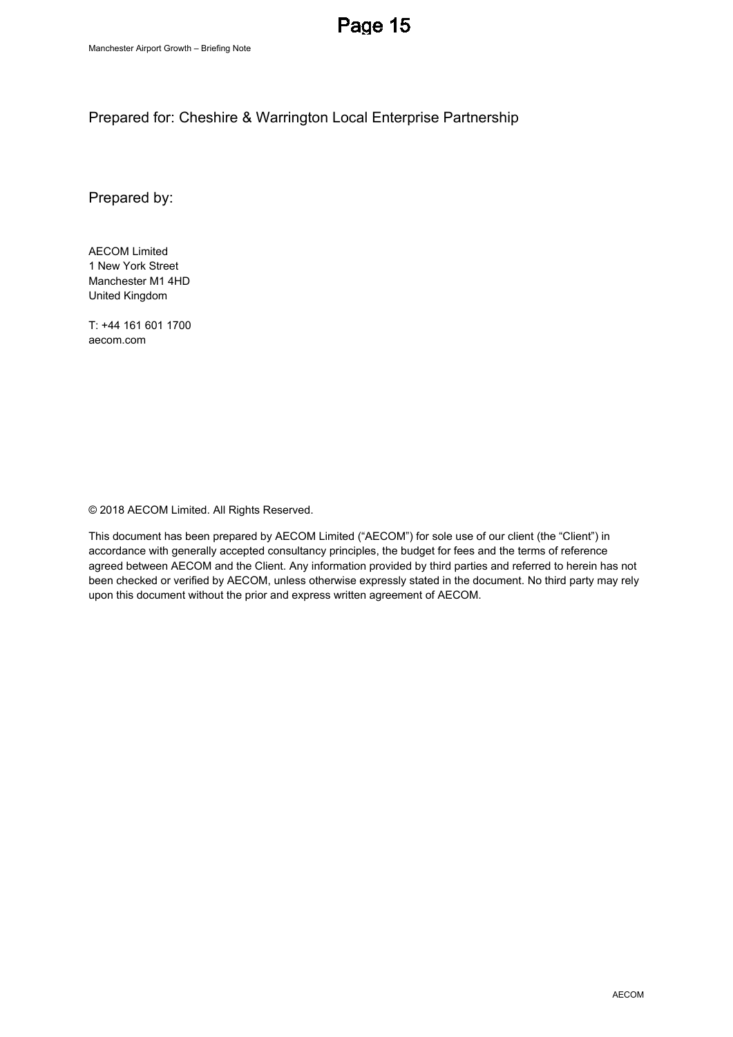Prepared for: Cheshire & Warrington Local Enterprise Partnership

Prepared by:

AECOM Limited
1 New York Street
Manchester M1 4HD
United Kingdom

T: +44 161 601 1700
aecom.com

© 2018 AECOM Limited. All Rights Reserved.

This document has been prepared by AECOM Limited ("AECOM") for sole use of our client (the "Client") in accordance with generally accepted consultancy principles, the budget for fees and the terms of reference agreed between AECOM and the Client. Any information provided by third parties and referred to herein has not been checked or verified by AECOM, unless otherwise expressly stated in the document. No third party may rely upon this document without the prior and express written agreement of AECOM.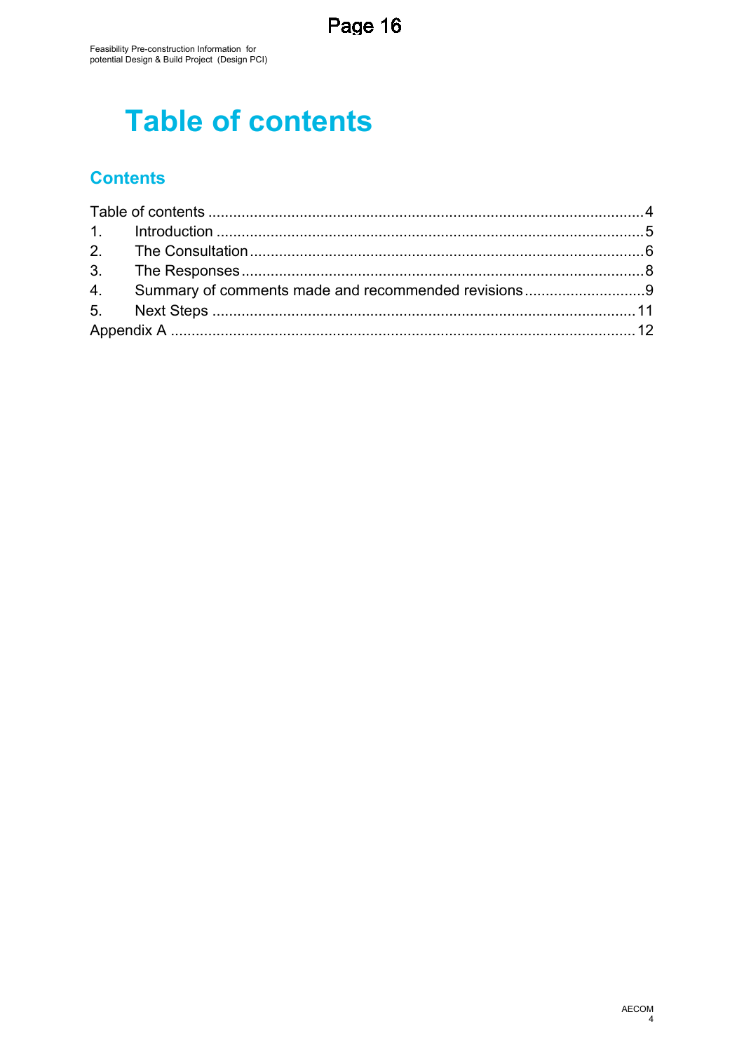# Table of contents

## Contents

Table of contents ........................................................................................................... 4
1. Introduction ................................................................................................................. 5
2. The Consultation .......................................................................................................... 6
3. The Responses ............................................................................................................. 8
4. Summary of comments made and recommended revisions ............................................. 9
5. Next Steps .................................................................................................................. 11
Appendix A .................................................................................................................... 12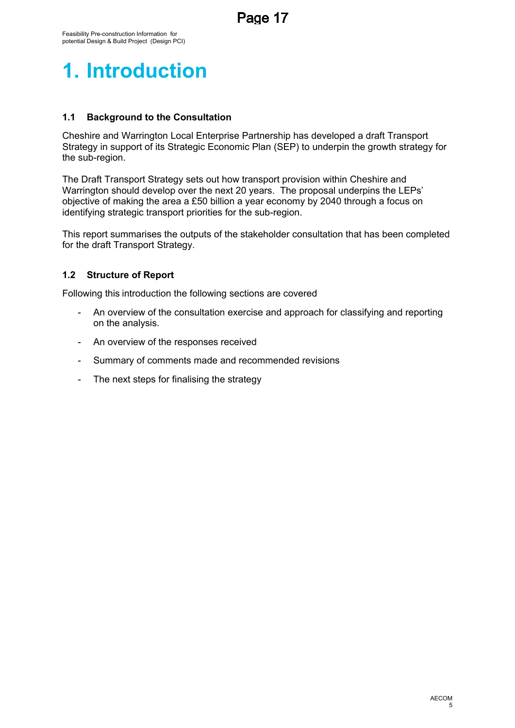# 1. Introduction

### 1.1 Background to the Consultation

Cheshire and Warrington Local Enterprise Partnership has developed a draft Transport Strategy in support of its Strategic Economic Plan (SEP) to underpin the growth strategy for the sub-region.

The Draft Transport Strategy sets out how transport provision within Cheshire and Warrington should develop over the next 20 years. The proposal underpins the LEPs' objective of making the area a £50 billion a year economy by 2040 through a focus on identifying strategic transport priorities for the sub-region.

This report summarises the outputs of the stakeholder consultation that has been completed for the draft Transport Strategy.

### 1.2 Structure of Report

Following this introduction the following sections are covered

- An overview of the consultation exercise and approach for classifying and reporting on the analysis.
- An overview of the responses received
- Summary of comments made and recommended revisions
- The next steps for finalising the strategy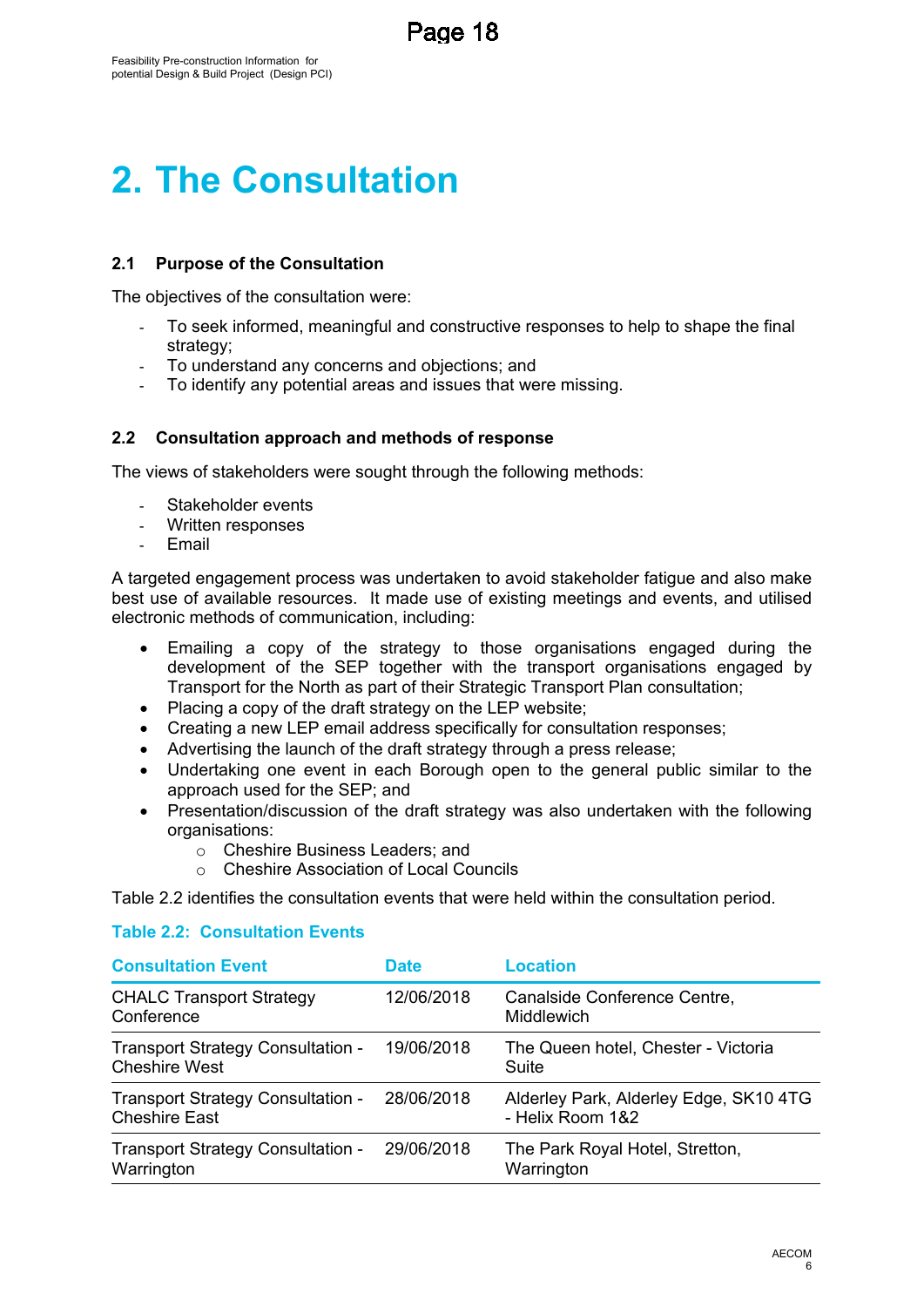# 2. The Consultation

### 2.1 Purpose of the Consultation

The objectives of the consultation were:

- To seek informed, meaningful and constructive responses to help to shape the final strategy;
- To understand any concerns and objections; and
- To identify any potential areas and issues that were missing.

### 2.2 Consultation approach and methods of response

The views of stakeholders were sought through the following methods:

- Stakeholder events
- Written responses
- Email

A targeted engagement process was undertaken to avoid stakeholder fatigue and also make best use of available resources. It made use of existing meetings and events, and utilised electronic methods of communication, including:

- Emailing a copy of the strategy to those organisations engaged during the development of the SEP together with the transport organisations engaged by Transport for the North as part of their Strategic Transport Plan consultation;
- Placing a copy of the draft strategy on the LEP website;
- Creating a new LEP email address specifically for consultation responses;
- Advertising the launch of the draft strategy through a press release;
- Undertaking one event in each Borough open to the general public similar to the approach used for the SEP; and
- Presentation/discussion of the draft strategy was also undertaken with the following organisations:
  - Cheshire Business Leaders; and
  - Cheshire Association of Local Councils

Table 2.2 identifies the consultation events that were held within the consultation period.

**Table 2.2: Consultation Events**

| Consultation Event | Date | Location |
|---|---|---|
| CHALC Transport Strategy Conference | 12/06/2018 | Canalside Conference Centre, Middlewich |
| Transport Strategy Consultation - Cheshire West | 19/06/2018 | The Queen hotel, Chester - Victoria Suite |
| Transport Strategy Consultation - Cheshire East | 28/06/2018 | Alderley Park, Alderley Edge, SK10 4TG - Helix Room 1&2 |
| Transport Strategy Consultation - Warrington | 29/06/2018 | The Park Royal Hotel, Stretton, Warrington |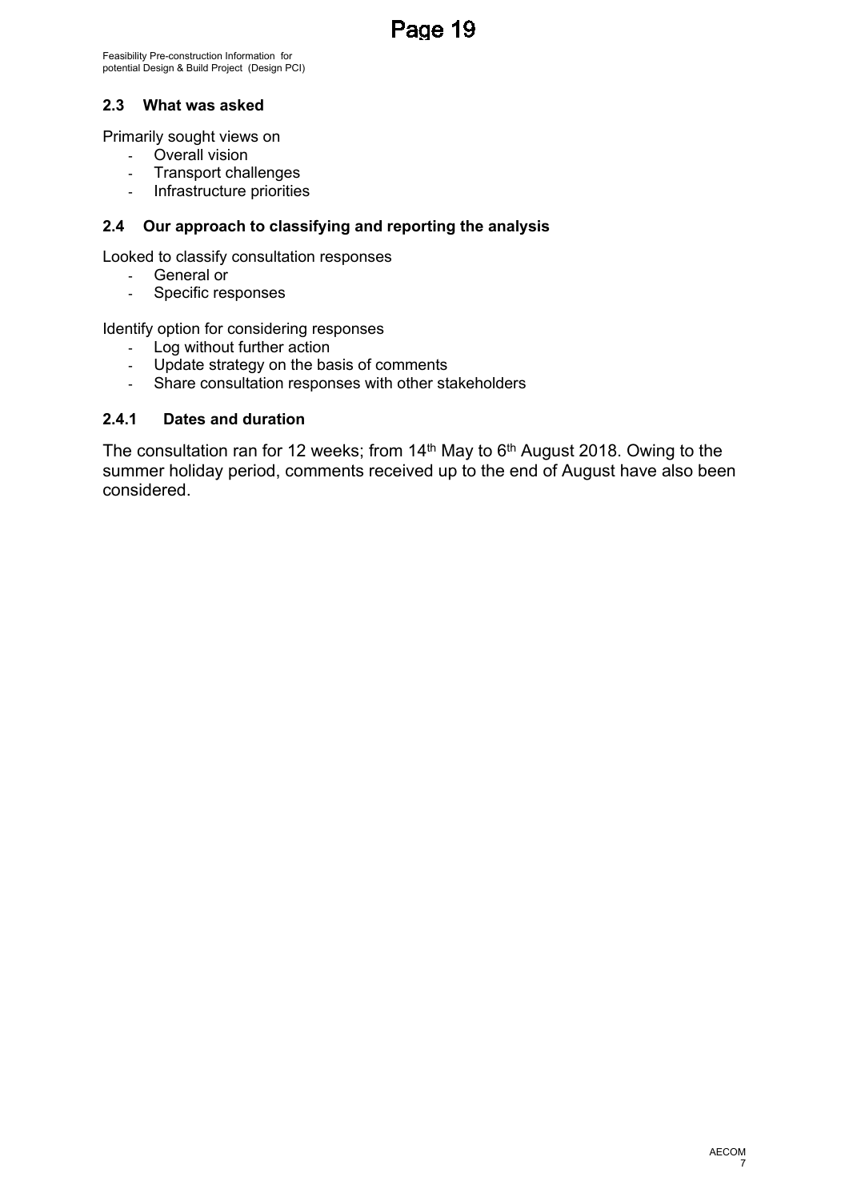## 2.3 What was asked

Primarily sought views on

- Overall vision
- Transport challenges
- Infrastructure priorities

## 2.4 Our approach to classifying and reporting the analysis

Looked to classify consultation responses

- General or
- Specific responses

Identify option for considering responses

- Log without further action
- Update strategy on the basis of comments
- Share consultation responses with other stakeholders

### 2.4.1 Dates and duration

The consultation ran for 12 weeks; from 14th May to 6th August 2018. Owing to the summer holiday period, comments received up to the end of August have also been considered.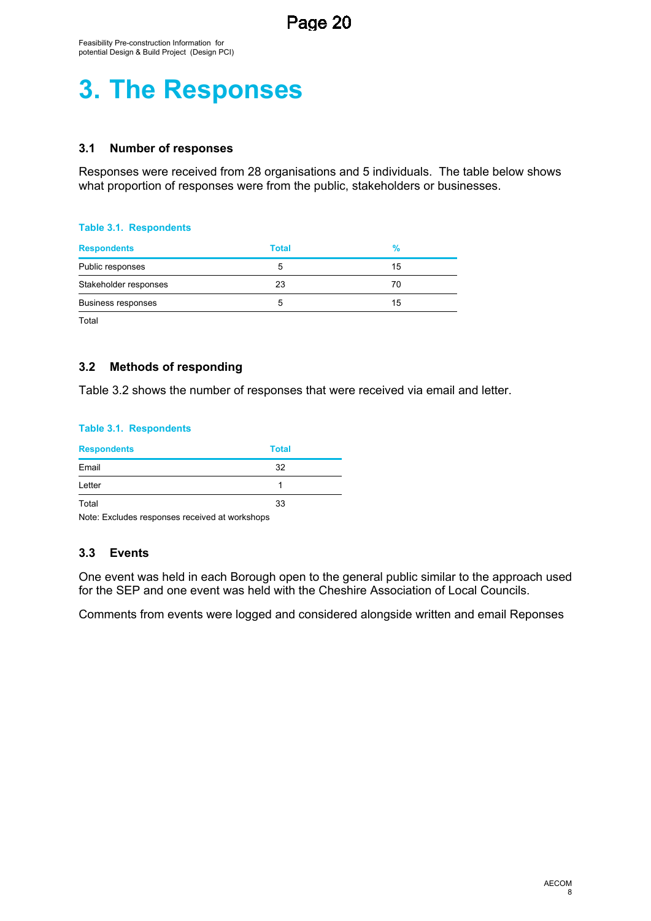# 3. The Responses

### 3.1 Number of responses

Responses were received from 28 organisations and 5 individuals. The table below shows what proportion of responses were from the public, stakeholders or businesses.

**Table 3.1. Respondents**

| Respondents | Total | % |
|---|---|---|
| Public responses | 5 | 15 |
| Stakeholder responses | 23 | 70 |
| Business responses | 5 | 15 |
| Total | | |

### 3.2 Methods of responding

Table 3.2 shows the number of responses that were received via email and letter.

**Table 3.1. Respondents**

| Respondents | Total |
|---|---|
| Email | 32 |
| Letter | 1 |
| Total | 33 |

Note: Excludes responses received at workshops

### 3.3 Events

One event was held in each Borough open to the general public similar to the approach used for the SEP and one event was held with the Cheshire Association of Local Councils.

Comments from events were logged and considered alongside written and email Reponses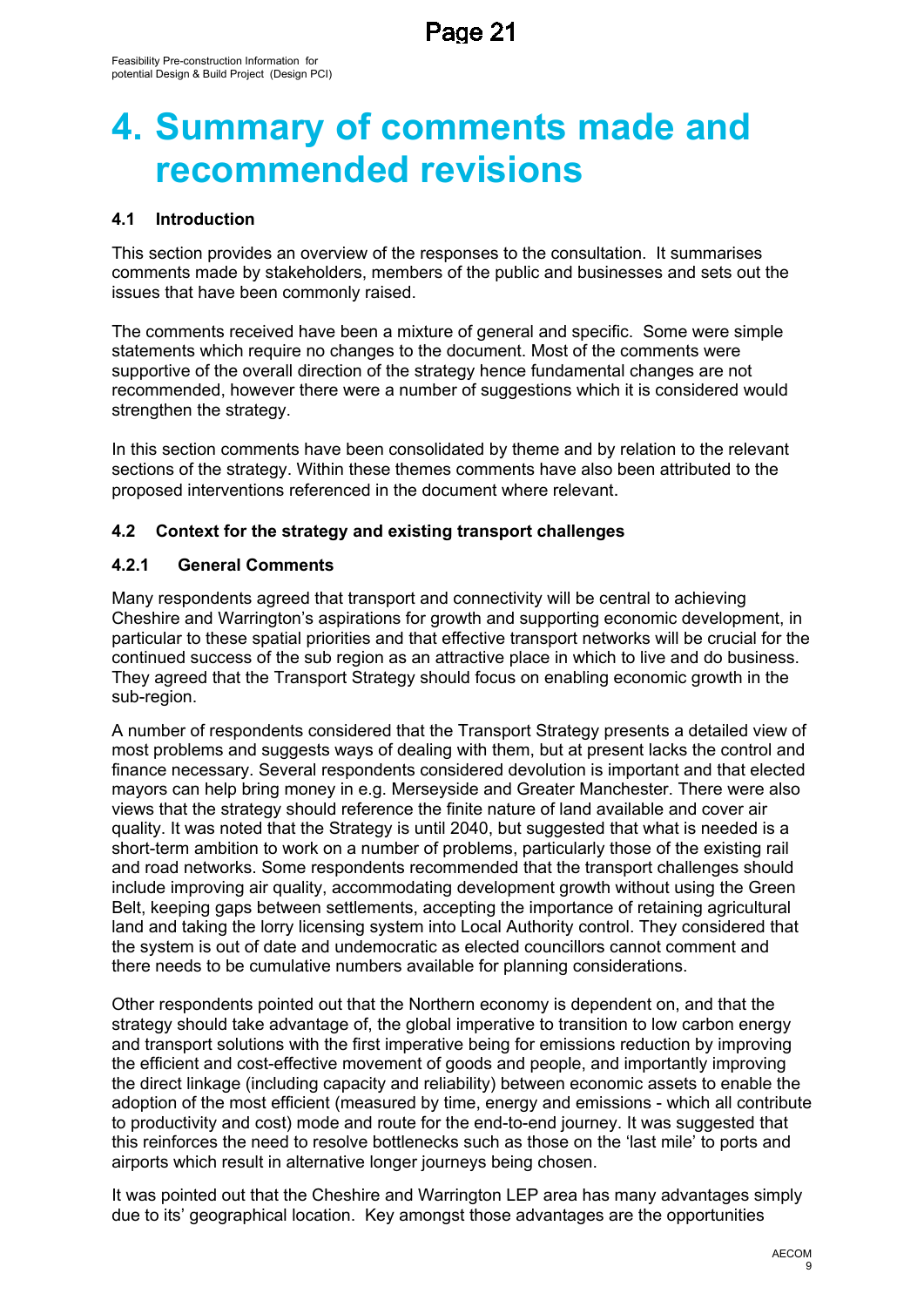# 4. Summary of comments made and recommended revisions

## 4.1 Introduction

This section provides an overview of the responses to the consultation. It summarises comments made by stakeholders, members of the public and businesses and sets out the issues that have been commonly raised.

The comments received have been a mixture of general and specific. Some were simple statements which require no changes to the document. Most of the comments were supportive of the overall direction of the strategy hence fundamental changes are not recommended, however there were a number of suggestions which it is considered would strengthen the strategy.

In this section comments have been consolidated by theme and by relation to the relevant sections of the strategy. Within these themes comments have also been attributed to the proposed interventions referenced in the document where relevant.

## 4.2 Context for the strategy and existing transport challenges

### 4.2.1 General Comments

Many respondents agreed that transport and connectivity will be central to achieving Cheshire and Warrington's aspirations for growth and supporting economic development, in particular to these spatial priorities and that effective transport networks will be crucial for the continued success of the sub region as an attractive place in which to live and do business. They agreed that the Transport Strategy should focus on enabling economic growth in the sub-region.

A number of respondents considered that the Transport Strategy presents a detailed view of most problems and suggests ways of dealing with them, but at present lacks the control and finance necessary. Several respondents considered devolution is important and that elected mayors can help bring money in e.g. Merseyside and Greater Manchester. There were also views that the strategy should reference the finite nature of land available and cover air quality. It was noted that the Strategy is until 2040, but suggested that what is needed is a short-term ambition to work on a number of problems, particularly those of the existing rail and road networks. Some respondents recommended that the transport challenges should include improving air quality, accommodating development growth without using the Green Belt, keeping gaps between settlements, accepting the importance of retaining agricultural land and taking the lorry licensing system into Local Authority control. They considered that the system is out of date and undemocratic as elected councillors cannot comment and there needs to be cumulative numbers available for planning considerations.

Other respondents pointed out that the Northern economy is dependent on, and that the strategy should take advantage of, the global imperative to transition to low carbon energy and transport solutions with the first imperative being for emissions reduction by improving the efficient and cost-effective movement of goods and people, and importantly improving the direct linkage (including capacity and reliability) between economic assets to enable the adoption of the most efficient (measured by time, energy and emissions - which all contribute to productivity and cost) mode and route for the end-to-end journey. It was suggested that this reinforces the need to resolve bottlenecks such as those on the 'last mile' to ports and airports which result in alternative longer journeys being chosen.

It was pointed out that the Cheshire and Warrington LEP area has many advantages simply due to its' geographical location. Key amongst those advantages are the opportunities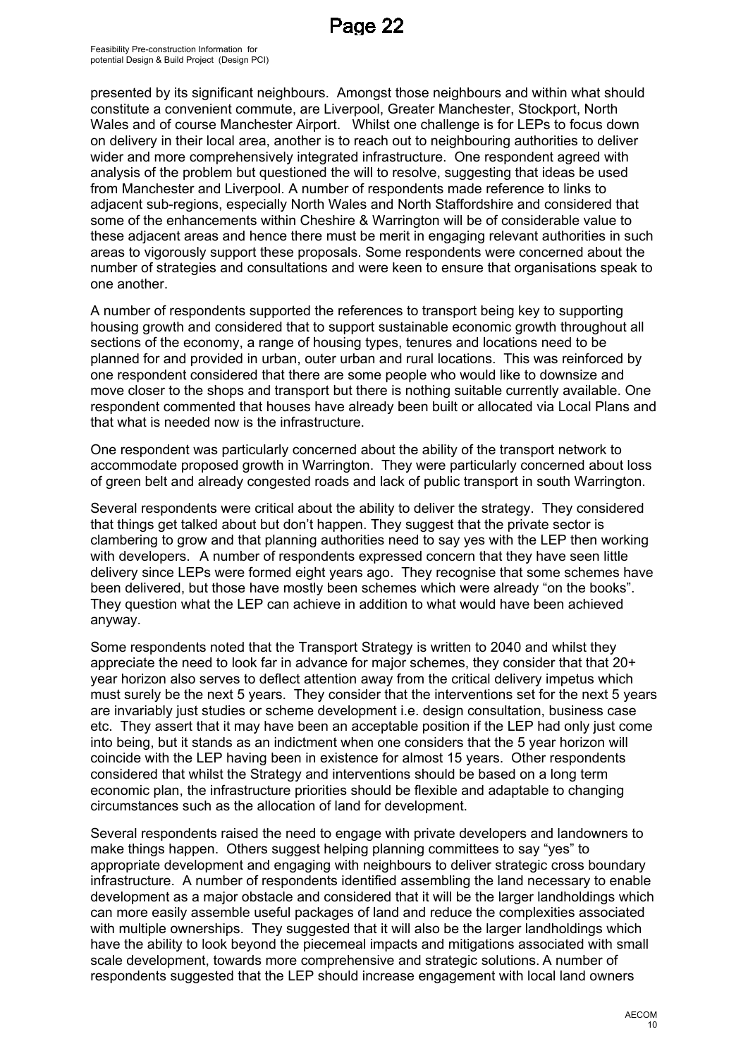presented by its significant neighbours. Amongst those neighbours and within what should constitute a convenient commute, are Liverpool, Greater Manchester, Stockport, North Wales and of course Manchester Airport. Whilst one challenge is for LEPs to focus down on delivery in their local area, another is to reach out to neighbouring authorities to deliver wider and more comprehensively integrated infrastructure. One respondent agreed with analysis of the problem but questioned the will to resolve, suggesting that ideas be used from Manchester and Liverpool. A number of respondents made reference to links to adjacent sub-regions, especially North Wales and North Staffordshire and considered that some of the enhancements within Cheshire & Warrington will be of considerable value to these adjacent areas and hence there must be merit in engaging relevant authorities in such areas to vigorously support these proposals. Some respondents were concerned about the number of strategies and consultations and were keen to ensure that organisations speak to one another.

A number of respondents supported the references to transport being key to supporting housing growth and considered that to support sustainable economic growth throughout all sections of the economy, a range of housing types, tenures and locations need to be planned for and provided in urban, outer urban and rural locations. This was reinforced by one respondent considered that there are some people who would like to downsize and move closer to the shops and transport but there is nothing suitable currently available. One respondent commented that houses have already been built or allocated via Local Plans and that what is needed now is the infrastructure.

One respondent was particularly concerned about the ability of the transport network to accommodate proposed growth in Warrington. They were particularly concerned about loss of green belt and already congested roads and lack of public transport in south Warrington.

Several respondents were critical about the ability to deliver the strategy. They considered that things get talked about but don't happen. They suggest that the private sector is clambering to grow and that planning authorities need to say yes with the LEP then working with developers. A number of respondents expressed concern that they have seen little delivery since LEPs were formed eight years ago. They recognise that some schemes have been delivered, but those have mostly been schemes which were already "on the books". They question what the LEP can achieve in addition to what would have been achieved anyway.

Some respondents noted that the Transport Strategy is written to 2040 and whilst they appreciate the need to look far in advance for major schemes, they consider that that 20+ year horizon also serves to deflect attention away from the critical delivery impetus which must surely be the next 5 years. They consider that the interventions set for the next 5 years are invariably just studies or scheme development i.e. design consultation, business case etc. They assert that it may have been an acceptable position if the LEP had only just come into being, but it stands as an indictment when one considers that the 5 year horizon will coincide with the LEP having been in existence for almost 15 years. Other respondents considered that whilst the Strategy and interventions should be based on a long term economic plan, the infrastructure priorities should be flexible and adaptable to changing circumstances such as the allocation of land for development.

Several respondents raised the need to engage with private developers and landowners to make things happen. Others suggest helping planning committees to say "yes" to appropriate development and engaging with neighbours to deliver strategic cross boundary infrastructure. A number of respondents identified assembling the land necessary to enable development as a major obstacle and considered that it will be the larger landholdings which can more easily assemble useful packages of land and reduce the complexities associated with multiple ownerships. They suggested that it will also be the larger landholdings which have the ability to look beyond the piecemeal impacts and mitigations associated with small scale development, towards more comprehensive and strategic solutions. A number of respondents suggested that the LEP should increase engagement with local land owners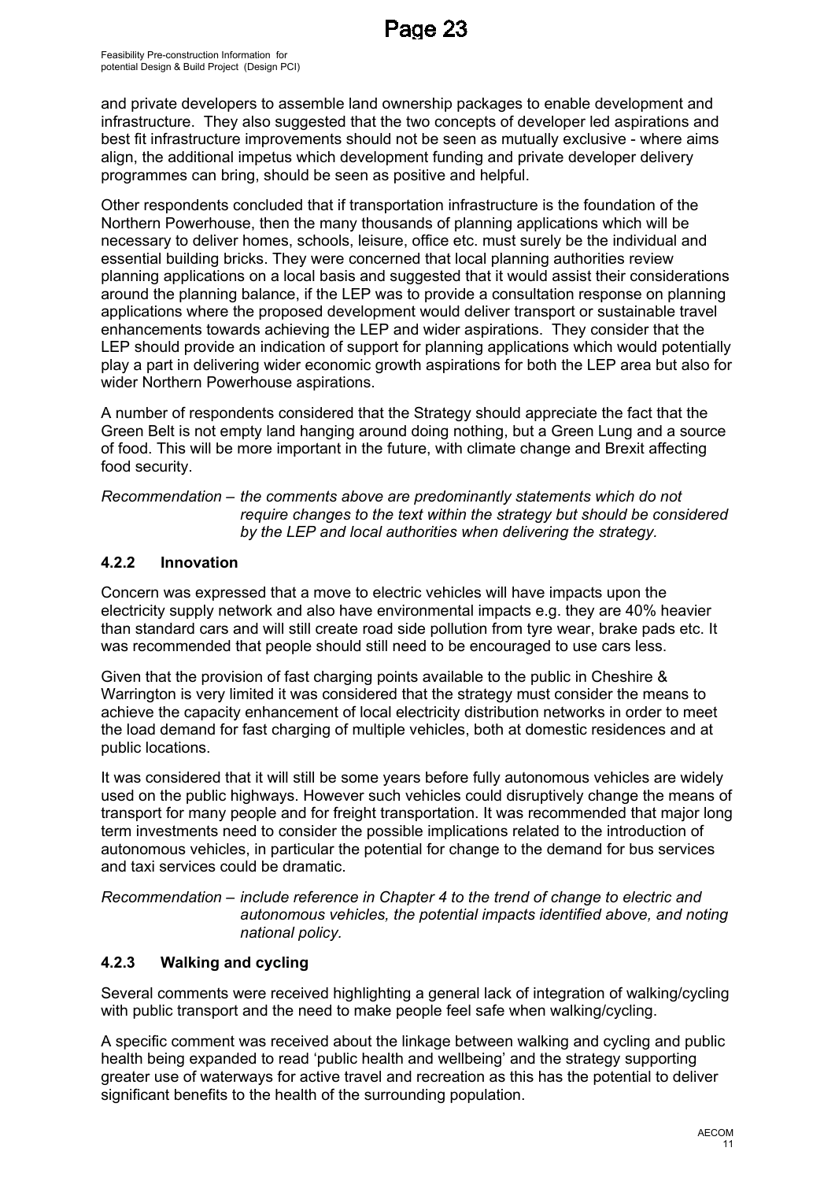and private developers to assemble land ownership packages to enable development and infrastructure. They also suggested that the two concepts of developer led aspirations and best fit infrastructure improvements should not be seen as mutually exclusive - where aims align, the additional impetus which development funding and private developer delivery programmes can bring, should be seen as positive and helpful.

Other respondents concluded that if transportation infrastructure is the foundation of the Northern Powerhouse, then the many thousands of planning applications which will be necessary to deliver homes, schools, leisure, office etc. must surely be the individual and essential building bricks. They were concerned that local planning authorities review planning applications on a local basis and suggested that it would assist their considerations around the planning balance, if the LEP was to provide a consultation response on planning applications where the proposed development would deliver transport or sustainable travel enhancements towards achieving the LEP and wider aspirations. They consider that the LEP should provide an indication of support for planning applications which would potentially play a part in delivering wider economic growth aspirations for both the LEP area but also for wider Northern Powerhouse aspirations.

A number of respondents considered that the Strategy should appreciate the fact that the Green Belt is not empty land hanging around doing nothing, but a Green Lung and a source of food. This will be more important in the future, with climate change and Brexit affecting food security.

*Recommendation – the comments above are predominantly statements which do not require changes to the text within the strategy but should be considered by the LEP and local authorities when delivering the strategy.*

### 4.2.2 Innovation

Concern was expressed that a move to electric vehicles will have impacts upon the electricity supply network and also have environmental impacts e.g. they are 40% heavier than standard cars and will still create road side pollution from tyre wear, brake pads etc. It was recommended that people should still need to be encouraged to use cars less.

Given that the provision of fast charging points available to the public in Cheshire & Warrington is very limited it was considered that the strategy must consider the means to achieve the capacity enhancement of local electricity distribution networks in order to meet the load demand for fast charging of multiple vehicles, both at domestic residences and at public locations.

It was considered that it will still be some years before fully autonomous vehicles are widely used on the public highways. However such vehicles could disruptively change the means of transport for many people and for freight transportation. It was recommended that major long term investments need to consider the possible implications related to the introduction of autonomous vehicles, in particular the potential for change to the demand for bus services and taxi services could be dramatic.

*Recommendation – include reference in Chapter 4 to the trend of change to electric and autonomous vehicles, the potential impacts identified above, and noting national policy.*

### 4.2.3 Walking and cycling

Several comments were received highlighting a general lack of integration of walking/cycling with public transport and the need to make people feel safe when walking/cycling.

A specific comment was received about the linkage between walking and cycling and public health being expanded to read 'public health and wellbeing' and the strategy supporting greater use of waterways for active travel and recreation as this has the potential to deliver significant benefits to the health of the surrounding population.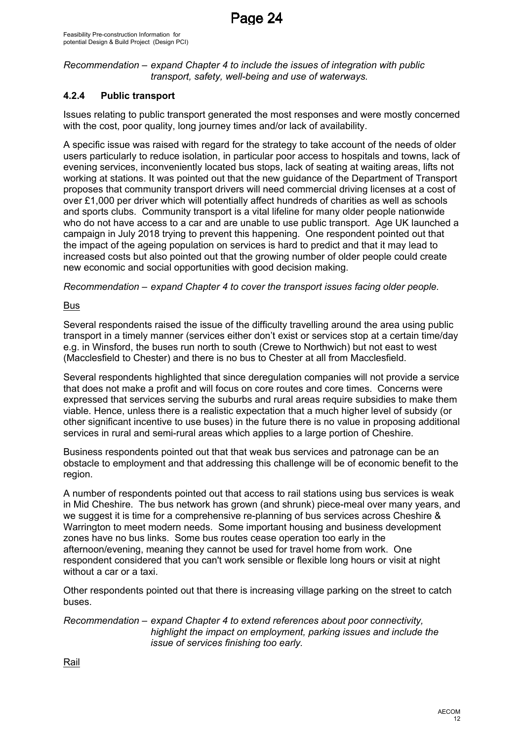*Recommendation – expand Chapter 4 to include the issues of integration with public transport, safety, well-being and use of waterways.*

### 4.2.4 Public transport

Issues relating to public transport generated the most responses and were mostly concerned with the cost, poor quality, long journey times and/or lack of availability.

A specific issue was raised with regard for the strategy to take account of the needs of older users particularly to reduce isolation, in particular poor access to hospitals and towns, lack of evening services, inconveniently located bus stops, lack of seating at waiting areas, lifts not working at stations. It was pointed out that the new guidance of the Department of Transport proposes that community transport drivers will need commercial driving licenses at a cost of over £1,000 per driver which will potentially affect hundreds of charities as well as schools and sports clubs. Community transport is a vital lifeline for many older people nationwide who do not have access to a car and are unable to use public transport. Age UK launched a campaign in July 2018 trying to prevent this happening. One respondent pointed out that the impact of the ageing population on services is hard to predict and that it may lead to increased costs but also pointed out that the growing number of older people could create new economic and social opportunities with good decision making.

*Recommendation – expand Chapter 4 to cover the transport issues facing older people.*

<u>Bus</u>

Several respondents raised the issue of the difficulty travelling around the area using public transport in a timely manner (services either don't exist or services stop at a certain time/day e.g. in Winsford, the buses run north to south (Crewe to Northwich) but not east to west (Macclesfield to Chester) and there is no bus to Chester at all from Macclesfield.

Several respondents highlighted that since deregulation companies will not provide a service that does not make a profit and will focus on core routes and core times. Concerns were expressed that services serving the suburbs and rural areas require subsidies to make them viable. Hence, unless there is a realistic expectation that a much higher level of subsidy (or other significant incentive to use buses) in the future there is no value in proposing additional services in rural and semi-rural areas which applies to a large portion of Cheshire.

Business respondents pointed out that that weak bus services and patronage can be an obstacle to employment and that addressing this challenge will be of economic benefit to the region.

A number of respondents pointed out that access to rail stations using bus services is weak in Mid Cheshire. The bus network has grown (and shrunk) piece-meal over many years, and we suggest it is time for a comprehensive re-planning of bus services across Cheshire & Warrington to meet modern needs. Some important housing and business development zones have no bus links. Some bus routes cease operation too early in the afternoon/evening, meaning they cannot be used for travel home from work. One respondent considered that you can't work sensible or flexible long hours or visit at night without a car or a taxi.

Other respondents pointed out that there is increasing village parking on the street to catch buses.

*Recommendation – expand Chapter 4 to extend references about poor connectivity, highlight the impact on employment, parking issues and include the issue of services finishing too early.*

<u>Rail</u>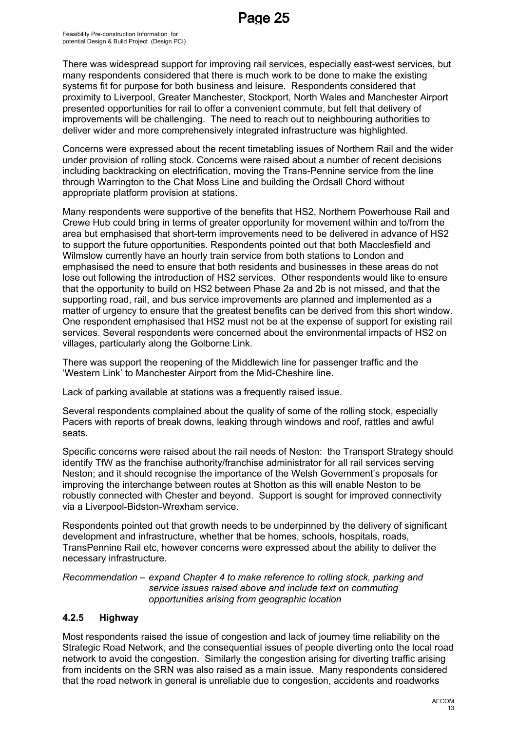There was widespread support for improving rail services, especially east-west services, but many respondents considered that there is much work to be done to make the existing systems fit for purpose for both business and leisure. Respondents considered that proximity to Liverpool, Greater Manchester, Stockport, North Wales and Manchester Airport presented opportunities for rail to offer a convenient commute, but felt that delivery of improvements will be challenging. The need to reach out to neighbouring authorities to deliver wider and more comprehensively integrated infrastructure was highlighted.

Concerns were expressed about the recent timetabling issues of Northern Rail and the wider under provision of rolling stock. Concerns were raised about a number of recent decisions including backtracking on electrification, moving the Trans-Pennine service from the line through Warrington to the Chat Moss Line and building the Ordsall Chord without appropriate platform provision at stations.

Many respondents were supportive of the benefits that HS2, Northern Powerhouse Rail and Crewe Hub could bring in terms of greater opportunity for movement within and to/from the area but emphasised that short-term improvements need to be delivered in advance of HS2 to support the future opportunities. Respondents pointed out that both Macclesfield and Wilmslow currently have an hourly train service from both stations to London and emphasised the need to ensure that both residents and businesses in these areas do not lose out following the introduction of HS2 services. Other respondents would like to ensure that the opportunity to build on HS2 between Phase 2a and 2b is not missed, and that the supporting road, rail, and bus service improvements are planned and implemented as a matter of urgency to ensure that the greatest benefits can be derived from this short window. One respondent emphasised that HS2 must not be at the expense of support for existing rail services. Several respondents were concerned about the environmental impacts of HS2 on villages, particularly along the Golborne Link.

There was support the reopening of the Middlewich line for passenger traffic and the 'Western Link' to Manchester Airport from the Mid-Cheshire line.

Lack of parking available at stations was a frequently raised issue.

Several respondents complained about the quality of some of the rolling stock, especially Pacers with reports of break downs, leaking through windows and roof, rattles and awful seats.

Specific concerns were raised about the rail needs of Neston: the Transport Strategy should identify TfW as the franchise authority/franchise administrator for all rail services serving Neston; and it should recognise the importance of the Welsh Government's proposals for improving the interchange between routes at Shotton as this will enable Neston to be robustly connected with Chester and beyond. Support is sought for improved connectivity via a Liverpool-Bidston-Wrexham service.

Respondents pointed out that growth needs to be underpinned by the delivery of significant development and infrastructure, whether that be homes, schools, hospitals, roads, TransPennine Rail etc, however concerns were expressed about the ability to deliver the necessary infrastructure.

*Recommendation – expand Chapter 4 to make reference to rolling stock, parking and service issues raised above and include text on commuting opportunities arising from geographic location*

### 4.2.5 Highway

Most respondents raised the issue of congestion and lack of journey time reliability on the Strategic Road Network, and the consequential issues of people diverting onto the local road network to avoid the congestion. Similarly the congestion arising for diverting traffic arising from incidents on the SRN was also raised as a main issue. Many respondents considered that the road network in general is unreliable due to congestion, accidents and roadworks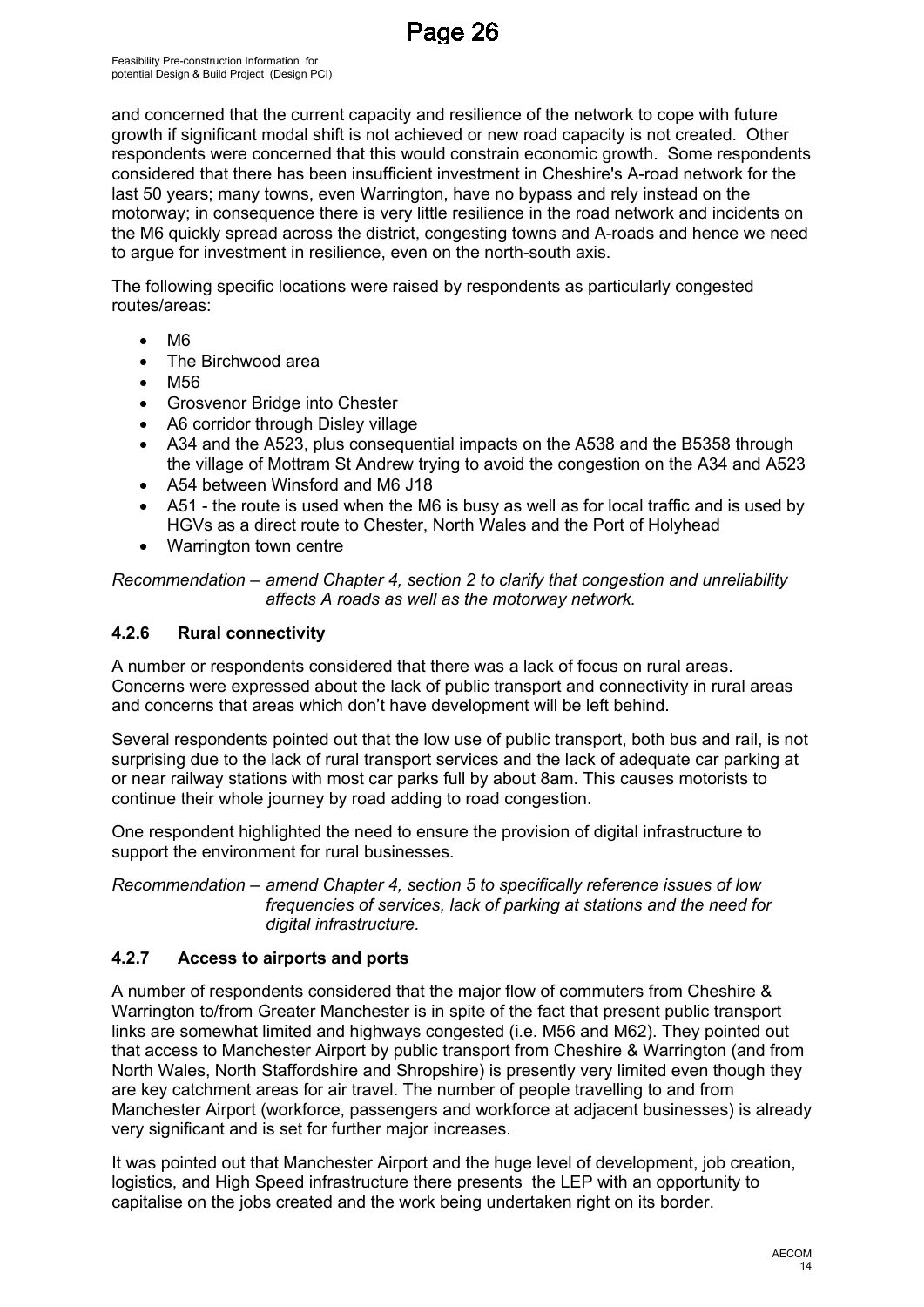and concerned that the current capacity and resilience of the network to cope with future growth if significant modal shift is not achieved or new road capacity is not created. Other respondents were concerned that this would constrain economic growth. Some respondents considered that there has been insufficient investment in Cheshire's A-road network for the last 50 years; many towns, even Warrington, have no bypass and rely instead on the motorway; in consequence there is very little resilience in the road network and incidents on the M6 quickly spread across the district, congesting towns and A-roads and hence we need to argue for investment in resilience, even on the north-south axis.

The following specific locations were raised by respondents as particularly congested routes/areas:

- M6
- The Birchwood area
- M56
- Grosvenor Bridge into Chester
- A6 corridor through Disley village
- A34 and the A523, plus consequential impacts on the A538 and the B5358 through the village of Mottram St Andrew trying to avoid the congestion on the A34 and A523
- A54 between Winsford and M6 J18
- A51 - the route is used when the M6 is busy as well as for local traffic and is used by HGVs as a direct route to Chester, North Wales and the Port of Holyhead
- Warrington town centre

*Recommendation – amend Chapter 4, section 2 to clarify that congestion and unreliability affects A roads as well as the motorway network.*

### 4.2.6 Rural connectivity

A number or respondents considered that there was a lack of focus on rural areas. Concerns were expressed about the lack of public transport and connectivity in rural areas and concerns that areas which don't have development will be left behind.

Several respondents pointed out that the low use of public transport, both bus and rail, is not surprising due to the lack of rural transport services and the lack of adequate car parking at or near railway stations with most car parks full by about 8am. This causes motorists to continue their whole journey by road adding to road congestion.

One respondent highlighted the need to ensure the provision of digital infrastructure to support the environment for rural businesses.

*Recommendation – amend Chapter 4, section 5 to specifically reference issues of low frequencies of services, lack of parking at stations and the need for digital infrastructure.*

### 4.2.7 Access to airports and ports

A number of respondents considered that the major flow of commuters from Cheshire & Warrington to/from Greater Manchester is in spite of the fact that present public transport links are somewhat limited and highways congested (i.e. M56 and M62). They pointed out that access to Manchester Airport by public transport from Cheshire & Warrington (and from North Wales, North Staffordshire and Shropshire) is presently very limited even though they are key catchment areas for air travel. The number of people travelling to and from Manchester Airport (workforce, passengers and workforce at adjacent businesses) is already very significant and is set for further major increases.

It was pointed out that Manchester Airport and the huge level of development, job creation, logistics, and High Speed infrastructure there presents the LEP with an opportunity to capitalise on the jobs created and the work being undertaken right on its border.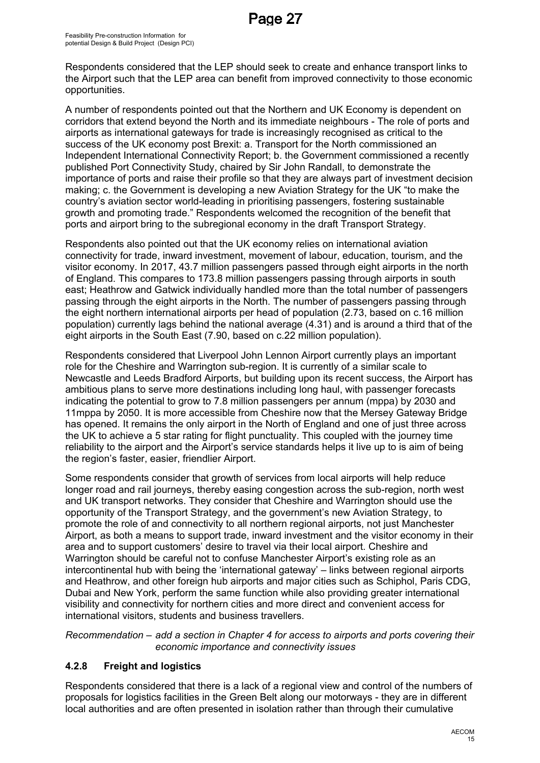Respondents considered that the LEP should seek to create and enhance transport links to the Airport such that the LEP area can benefit from improved connectivity to those economic opportunities.

A number of respondents pointed out that the Northern and UK Economy is dependent on corridors that extend beyond the North and its immediate neighbours - The role of ports and airports as international gateways for trade is increasingly recognised as critical to the success of the UK economy post Brexit: a. Transport for the North commissioned an Independent International Connectivity Report; b. the Government commissioned a recently published Port Connectivity Study, chaired by Sir John Randall, to demonstrate the importance of ports and raise their profile so that they are always part of investment decision making; c. the Government is developing a new Aviation Strategy for the UK "to make the country's aviation sector world-leading in prioritising passengers, fostering sustainable growth and promoting trade." Respondents welcomed the recognition of the benefit that ports and airport bring to the subregional economy in the draft Transport Strategy.

Respondents also pointed out that the UK economy relies on international aviation connectivity for trade, inward investment, movement of labour, education, tourism, and the visitor economy. In 2017, 43.7 million passengers passed through eight airports in the north of England. This compares to 173.8 million passengers passing through airports in south east; Heathrow and Gatwick individually handled more than the total number of passengers passing through the eight airports in the North. The number of passengers passing through the eight northern international airports per head of population (2.73, based on c.16 million population) currently lags behind the national average (4.31) and is around a third that of the eight airports in the South East (7.90, based on c.22 million population).

Respondents considered that Liverpool John Lennon Airport currently plays an important role for the Cheshire and Warrington sub-region. It is currently of a similar scale to Newcastle and Leeds Bradford Airports, but building upon its recent success, the Airport has ambitious plans to serve more destinations including long haul, with passenger forecasts indicating the potential to grow to 7.8 million passengers per annum (mppa) by 2030 and 11mppa by 2050. It is more accessible from Cheshire now that the Mersey Gateway Bridge has opened. It remains the only airport in the North of England and one of just three across the UK to achieve a 5 star rating for flight punctuality. This coupled with the journey time reliability to the airport and the Airport's service standards helps it live up to is aim of being the region's faster, easier, friendlier Airport.

Some respondents consider that growth of services from local airports will help reduce longer road and rail journeys, thereby easing congestion across the sub-region, north west and UK transport networks. They consider that Cheshire and Warrington should use the opportunity of the Transport Strategy, and the government's new Aviation Strategy, to promote the role of and connectivity to all northern regional airports, not just Manchester Airport, as both a means to support trade, inward investment and the visitor economy in their area and to support customers' desire to travel via their local airport. Cheshire and Warrington should be careful not to confuse Manchester Airport's existing role as an intercontinental hub with being the 'international gateway' – links between regional airports and Heathrow, and other foreign hub airports and major cities such as Schiphol, Paris CDG, Dubai and New York, perform the same function while also providing greater international visibility and connectivity for northern cities and more direct and convenient access for international visitors, students and business travellers.

*Recommendation – add a section in Chapter 4 for access to airports and ports covering their economic importance and connectivity issues*

### 4.2.8 Freight and logistics

Respondents considered that there is a lack of a regional view and control of the numbers of proposals for logistics facilities in the Green Belt along our motorways - they are in different local authorities and are often presented in isolation rather than through their cumulative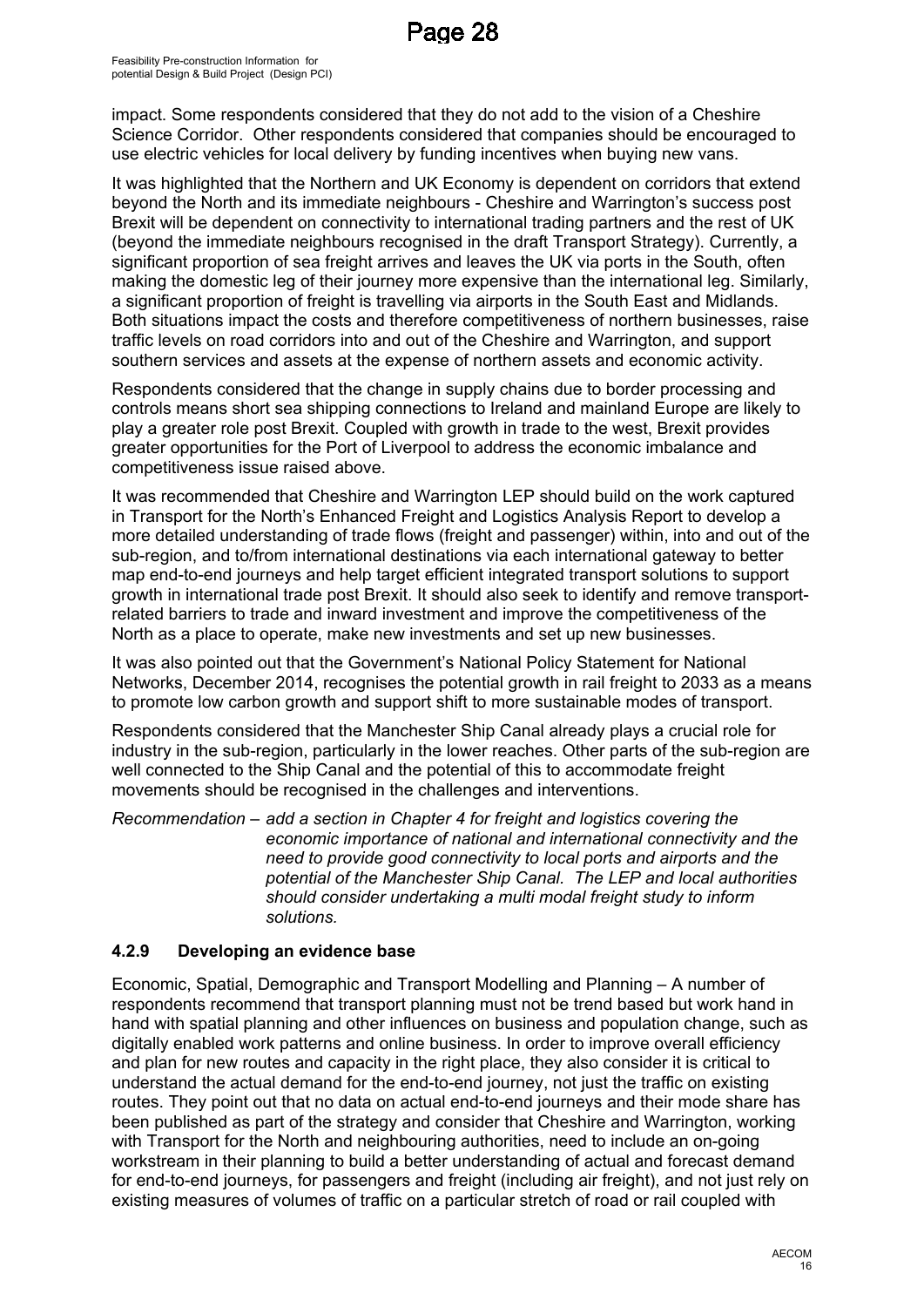impact. Some respondents considered that they do not add to the vision of a Cheshire Science Corridor. Other respondents considered that companies should be encouraged to use electric vehicles for local delivery by funding incentives when buying new vans.

It was highlighted that the Northern and UK Economy is dependent on corridors that extend beyond the North and its immediate neighbours - Cheshire and Warrington's success post Brexit will be dependent on connectivity to international trading partners and the rest of UK (beyond the immediate neighbours recognised in the draft Transport Strategy). Currently, a significant proportion of sea freight arrives and leaves the UK via ports in the South, often making the domestic leg of their journey more expensive than the international leg. Similarly, a significant proportion of freight is travelling via airports in the South East and Midlands. Both situations impact the costs and therefore competitiveness of northern businesses, raise traffic levels on road corridors into and out of the Cheshire and Warrington, and support southern services and assets at the expense of northern assets and economic activity.

Respondents considered that the change in supply chains due to border processing and controls means short sea shipping connections to Ireland and mainland Europe are likely to play a greater role post Brexit. Coupled with growth in trade to the west, Brexit provides greater opportunities for the Port of Liverpool to address the economic imbalance and competitiveness issue raised above.

It was recommended that Cheshire and Warrington LEP should build on the work captured in Transport for the North's Enhanced Freight and Logistics Analysis Report to develop a more detailed understanding of trade flows (freight and passenger) within, into and out of the sub-region, and to/from international destinations via each international gateway to better map end-to-end journeys and help target efficient integrated transport solutions to support growth in international trade post Brexit. It should also seek to identify and remove transport-related barriers to trade and inward investment and improve the competitiveness of the North as a place to operate, make new investments and set up new businesses.

It was also pointed out that the Government's National Policy Statement for National Networks, December 2014, recognises the potential growth in rail freight to 2033 as a means to promote low carbon growth and support shift to more sustainable modes of transport.

Respondents considered that the Manchester Ship Canal already plays a crucial role for industry in the sub-region, particularly in the lower reaches. Other parts of the sub-region are well connected to the Ship Canal and the potential of this to accommodate freight movements should be recognised in the challenges and interventions.

*Recommendation – add a section in Chapter 4 for freight and logistics covering the economic importance of national and international connectivity and the need to provide good connectivity to local ports and airports and the potential of the Manchester Ship Canal. The LEP and local authorities should consider undertaking a multi modal freight study to inform solutions.*

### 4.2.9 Developing an evidence base

Economic, Spatial, Demographic and Transport Modelling and Planning – A number of respondents recommend that transport planning must not be trend based but work hand in hand with spatial planning and other influences on business and population change, such as digitally enabled work patterns and online business. In order to improve overall efficiency and plan for new routes and capacity in the right place, they also consider it is critical to understand the actual demand for the end-to-end journey, not just the traffic on existing routes. They point out that no data on actual end-to-end journeys and their mode share has been published as part of the strategy and consider that Cheshire and Warrington, working with Transport for the North and neighbouring authorities, need to include an on-going workstream in their planning to build a better understanding of actual and forecast demand for end-to-end journeys, for passengers and freight (including air freight), and not just rely on existing measures of volumes of traffic on a particular stretch of road or rail coupled with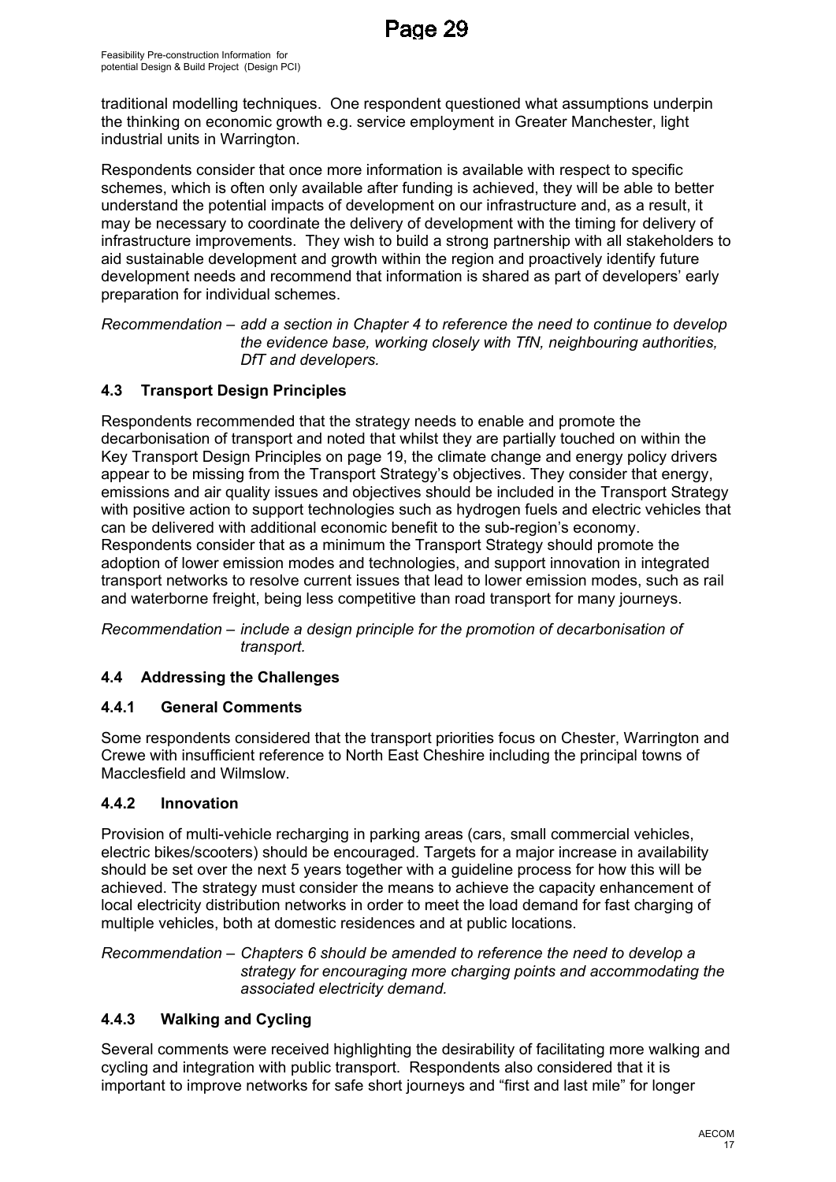traditional modelling techniques. One respondent questioned what assumptions underpin the thinking on economic growth e.g. service employment in Greater Manchester, light industrial units in Warrington.

Respondents consider that once more information is available with respect to specific schemes, which is often only available after funding is achieved, they will be able to better understand the potential impacts of development on our infrastructure and, as a result, it may be necessary to coordinate the delivery of development with the timing for delivery of infrastructure improvements. They wish to build a strong partnership with all stakeholders to aid sustainable development and growth within the region and proactively identify future development needs and recommend that information is shared as part of developers' early preparation for individual schemes.

*Recommendation – add a section in Chapter 4 to reference the need to continue to develop the evidence base, working closely with TfN, neighbouring authorities, DfT and developers.*

## 4.3 Transport Design Principles

Respondents recommended that the strategy needs to enable and promote the decarbonisation of transport and noted that whilst they are partially touched on within the Key Transport Design Principles on page 19, the climate change and energy policy drivers appear to be missing from the Transport Strategy's objectives. They consider that energy, emissions and air quality issues and objectives should be included in the Transport Strategy with positive action to support technologies such as hydrogen fuels and electric vehicles that can be delivered with additional economic benefit to the sub-region's economy. Respondents consider that as a minimum the Transport Strategy should promote the adoption of lower emission modes and technologies, and support innovation in integrated transport networks to resolve current issues that lead to lower emission modes, such as rail and waterborne freight, being less competitive than road transport for many journeys.

*Recommendation – include a design principle for the promotion of decarbonisation of transport.*

## 4.4 Addressing the Challenges

### 4.4.1 General Comments

Some respondents considered that the transport priorities focus on Chester, Warrington and Crewe with insufficient reference to North East Cheshire including the principal towns of Macclesfield and Wilmslow.

### 4.4.2 Innovation

Provision of multi-vehicle recharging in parking areas (cars, small commercial vehicles, electric bikes/scooters) should be encouraged. Targets for a major increase in availability should be set over the next 5 years together with a guideline process for how this will be achieved. The strategy must consider the means to achieve the capacity enhancement of local electricity distribution networks in order to meet the load demand for fast charging of multiple vehicles, both at domestic residences and at public locations.

*Recommendation – Chapters 6 should be amended to reference the need to develop a strategy for encouraging more charging points and accommodating the associated electricity demand.*

### 4.4.3 Walking and Cycling

Several comments were received highlighting the desirability of facilitating more walking and cycling and integration with public transport. Respondents also considered that it is important to improve networks for safe short journeys and "first and last mile" for longer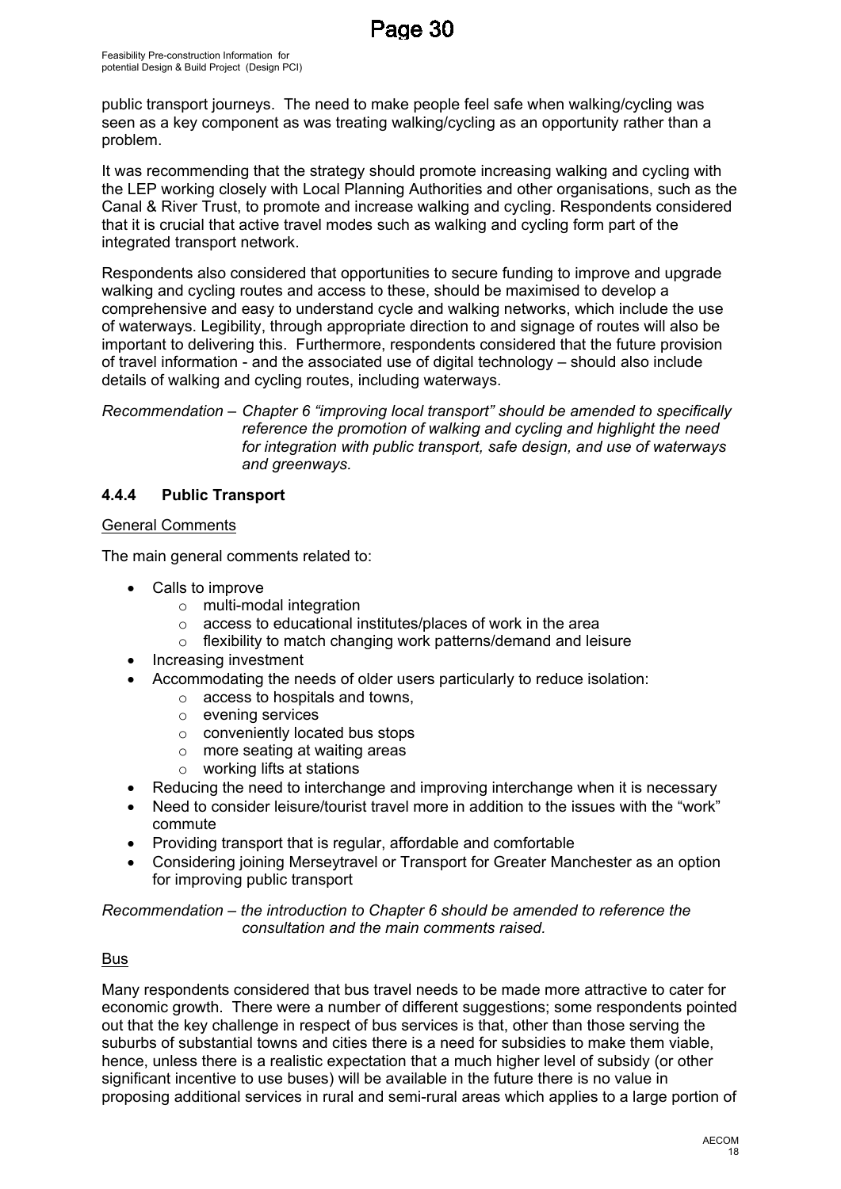public transport journeys. The need to make people feel safe when walking/cycling was seen as a key component as was treating walking/cycling as an opportunity rather than a problem.

It was recommending that the strategy should promote increasing walking and cycling with the LEP working closely with Local Planning Authorities and other organisations, such as the Canal & River Trust, to promote and increase walking and cycling. Respondents considered that it is crucial that active travel modes such as walking and cycling form part of the integrated transport network.

Respondents also considered that opportunities to secure funding to improve and upgrade walking and cycling routes and access to these, should be maximised to develop a comprehensive and easy to understand cycle and walking networks, which include the use of waterways. Legibility, through appropriate direction to and signage of routes will also be important to delivering this. Furthermore, respondents considered that the future provision of travel information - and the associated use of digital technology – should also include details of walking and cycling routes, including waterways.

*Recommendation – Chapter 6 "improving local transport" should be amended to specifically reference the promotion of walking and cycling and highlight the need for integration with public transport, safe design, and use of waterways and greenways.*

### 4.4.4 Public Transport

General Comments

The main general comments related to:

- Calls to improve
  - multi-modal integration
  - access to educational institutes/places of work in the area
  - flexibility to match changing work patterns/demand and leisure
- Increasing investment
- Accommodating the needs of older users particularly to reduce isolation:
  - access to hospitals and towns,
  - evening services
  - conveniently located bus stops
  - more seating at waiting areas
  - working lifts at stations
- Reducing the need to interchange and improving interchange when it is necessary
- Need to consider leisure/tourist travel more in addition to the issues with the "work" commute
- Providing transport that is regular, affordable and comfortable
- Considering joining Merseytravel or Transport for Greater Manchester as an option for improving public transport

*Recommendation – the introduction to Chapter 6 should be amended to reference the consultation and the main comments raised.*

Bus

Many respondents considered that bus travel needs to be made more attractive to cater for economic growth. There were a number of different suggestions; some respondents pointed out that the key challenge in respect of bus services is that, other than those serving the suburbs of substantial towns and cities there is a need for subsidies to make them viable, hence, unless there is a realistic expectation that a much higher level of subsidy (or other significant incentive to use buses) will be available in the future there is no value in proposing additional services in rural and semi-rural areas which applies to a large portion of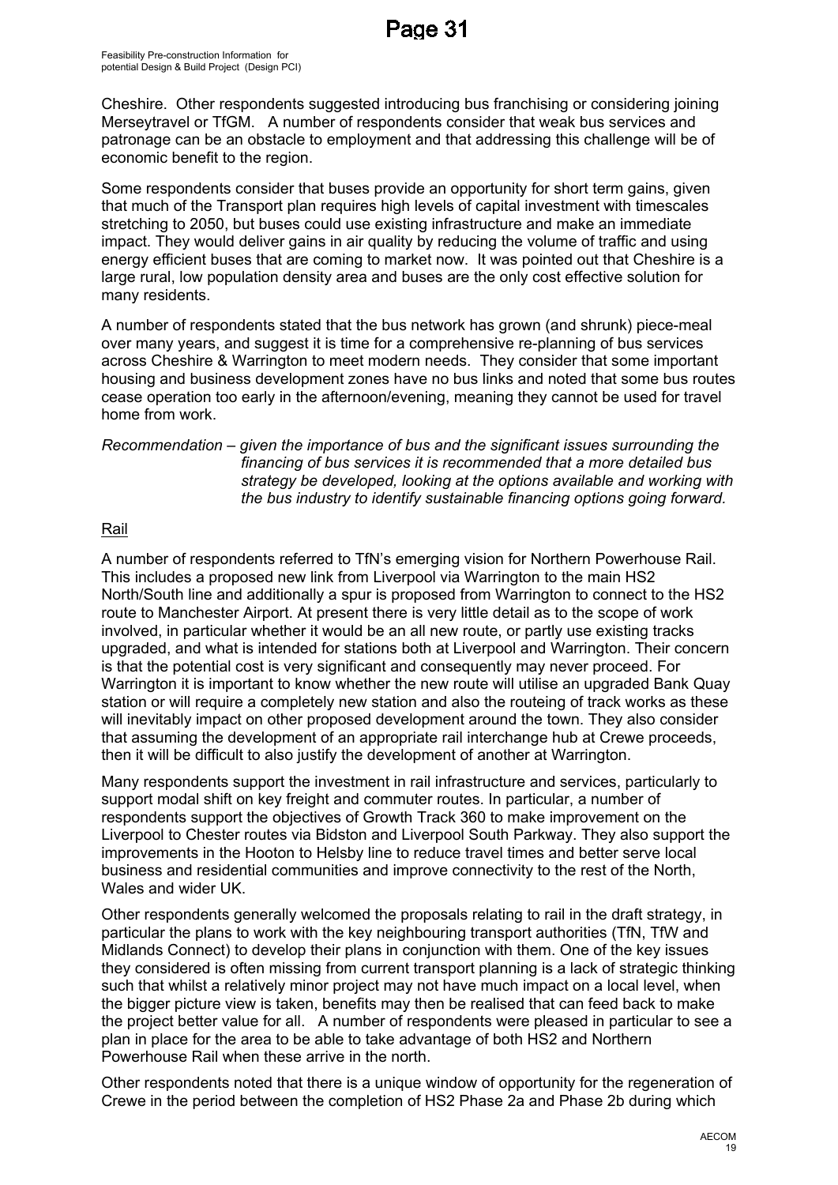Cheshire. Other respondents suggested introducing bus franchising or considering joining Merseytravel or TfGM. A number of respondents consider that weak bus services and patronage can be an obstacle to employment and that addressing this challenge will be of economic benefit to the region.

Some respondents consider that buses provide an opportunity for short term gains, given that much of the Transport plan requires high levels of capital investment with timescales stretching to 2050, but buses could use existing infrastructure and make an immediate impact. They would deliver gains in air quality by reducing the volume of traffic and using energy efficient buses that are coming to market now. It was pointed out that Cheshire is a large rural, low population density area and buses are the only cost effective solution for many residents.

A number of respondents stated that the bus network has grown (and shrunk) piece-meal over many years, and suggest it is time for a comprehensive re-planning of bus services across Cheshire & Warrington to meet modern needs. They consider that some important housing and business development zones have no bus links and noted that some bus routes cease operation too early in the afternoon/evening, meaning they cannot be used for travel home from work.

*Recommendation – given the importance of bus and the significant issues surrounding the financing of bus services it is recommended that a more detailed bus strategy be developed, looking at the options available and working with the bus industry to identify sustainable financing options going forward.*

Rail

A number of respondents referred to TfN's emerging vision for Northern Powerhouse Rail. This includes a proposed new link from Liverpool via Warrington to the main HS2 North/South line and additionally a spur is proposed from Warrington to connect to the HS2 route to Manchester Airport. At present there is very little detail as to the scope of work involved, in particular whether it would be an all new route, or partly use existing tracks upgraded, and what is intended for stations both at Liverpool and Warrington. Their concern is that the potential cost is very significant and consequently may never proceed. For Warrington it is important to know whether the new route will utilise an upgraded Bank Quay station or will require a completely new station and also the routeing of track works as these will inevitably impact on other proposed development around the town. They also consider that assuming the development of an appropriate rail interchange hub at Crewe proceeds, then it will be difficult to also justify the development of another at Warrington.

Many respondents support the investment in rail infrastructure and services, particularly to support modal shift on key freight and commuter routes. In particular, a number of respondents support the objectives of Growth Track 360 to make improvement on the Liverpool to Chester routes via Bidston and Liverpool South Parkway. They also support the improvements in the Hooton to Helsby line to reduce travel times and better serve local business and residential communities and improve connectivity to the rest of the North, Wales and wider UK.

Other respondents generally welcomed the proposals relating to rail in the draft strategy, in particular the plans to work with the key neighbouring transport authorities (TfN, TfW and Midlands Connect) to develop their plans in conjunction with them. One of the key issues they considered is often missing from current transport planning is a lack of strategic thinking such that whilst a relatively minor project may not have much impact on a local level, when the bigger picture view is taken, benefits may then be realised that can feed back to make the project better value for all. A number of respondents were pleased in particular to see a plan in place for the area to be able to take advantage of both HS2 and Northern Powerhouse Rail when these arrive in the north.

Other respondents noted that there is a unique window of opportunity for the regeneration of Crewe in the period between the completion of HS2 Phase 2a and Phase 2b during which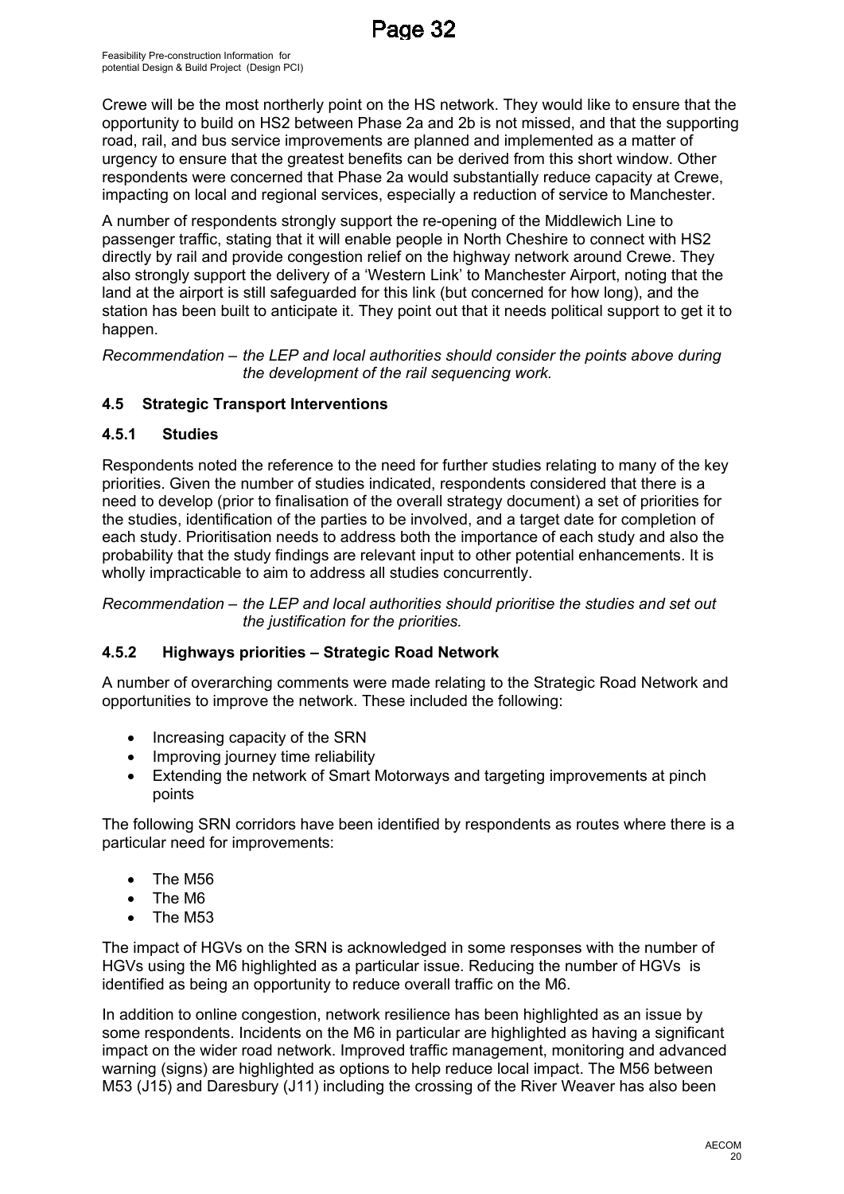Crewe will be the most northerly point on the HS network. They would like to ensure that the opportunity to build on HS2 between Phase 2a and 2b is not missed, and that the supporting road, rail, and bus service improvements are planned and implemented as a matter of urgency to ensure that the greatest benefits can be derived from this short window. Other respondents were concerned that Phase 2a would substantially reduce capacity at Crewe, impacting on local and regional services, especially a reduction of service to Manchester.

A number of respondents strongly support the re-opening of the Middlewich Line to passenger traffic, stating that it will enable people in North Cheshire to connect with HS2 directly by rail and provide congestion relief on the highway network around Crewe. They also strongly support the delivery of a 'Western Link' to Manchester Airport, noting that the land at the airport is still safeguarded for this link (but concerned for how long), and the station has been built to anticipate it. They point out that it needs political support to get it to happen.

*Recommendation – the LEP and local authorities should consider the points above during the development of the rail sequencing work.*

### 4.5 Strategic Transport Interventions

#### 4.5.1 Studies

Respondents noted the reference to the need for further studies relating to many of the key priorities. Given the number of studies indicated, respondents considered that there is a need to develop (prior to finalisation of the overall strategy document) a set of priorities for the studies, identification of the parties to be involved, and a target date for completion of each study. Prioritisation needs to address both the importance of each study and also the probability that the study findings are relevant input to other potential enhancements. It is wholly impracticable to aim to address all studies concurrently.

*Recommendation – the LEP and local authorities should prioritise the studies and set out the justification for the priorities.*

#### 4.5.2 Highways priorities – Strategic Road Network

A number of overarching comments were made relating to the Strategic Road Network and opportunities to improve the network. These included the following:

- Increasing capacity of the SRN
- Improving journey time reliability
- Extending the network of Smart Motorways and targeting improvements at pinch points

The following SRN corridors have been identified by respondents as routes where there is a particular need for improvements:

- The M56
- The M6
- The M53

The impact of HGVs on the SRN is acknowledged in some responses with the number of HGVs using the M6 highlighted as a particular issue. Reducing the number of HGVs is identified as being an opportunity to reduce overall traffic on the M6.

In addition to online congestion, network resilience has been highlighted as an issue by some respondents. Incidents on the M6 in particular are highlighted as having a significant impact on the wider road network. Improved traffic management, monitoring and advanced warning (signs) are highlighted as options to help reduce local impact. The M56 between M53 (J15) and Daresbury (J11) including the crossing of the River Weaver has also been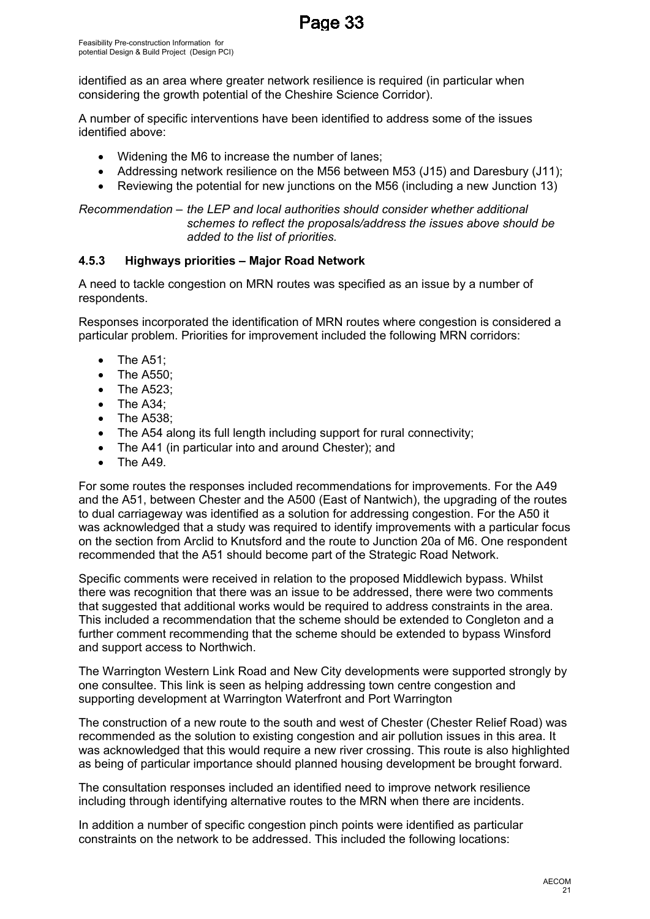identified as an area where greater network resilience is required (in particular when considering the growth potential of the Cheshire Science Corridor).

A number of specific interventions have been identified to address some of the issues identified above:

- Widening the M6 to increase the number of lanes;
- Addressing network resilience on the M56 between M53 (J15) and Daresbury (J11);
- Reviewing the potential for new junctions on the M56 (including a new Junction 13)

*Recommendation – the LEP and local authorities should consider whether additional schemes to reflect the proposals/address the issues above should be added to the list of priorities.*

### 4.5.3 Highways priorities – Major Road Network

A need to tackle congestion on MRN routes was specified as an issue by a number of respondents.

Responses incorporated the identification of MRN routes where congestion is considered a particular problem. Priorities for improvement included the following MRN corridors:

- The A51;
- The A550;
- The A523;
- The A34;
- The A538;
- The A54 along its full length including support for rural connectivity;
- The A41 (in particular into and around Chester); and
- The A49.

For some routes the responses included recommendations for improvements. For the A49 and the A51, between Chester and the A500 (East of Nantwich), the upgrading of the routes to dual carriageway was identified as a solution for addressing congestion. For the A50 it was acknowledged that a study was required to identify improvements with a particular focus on the section from Arclid to Knutsford and the route to Junction 20a of M6. One respondent recommended that the A51 should become part of the Strategic Road Network.

Specific comments were received in relation to the proposed Middlewich bypass. Whilst there was recognition that there was an issue to be addressed, there were two comments that suggested that additional works would be required to address constraints in the area. This included a recommendation that the scheme should be extended to Congleton and a further comment recommending that the scheme should be extended to bypass Winsford and support access to Northwich.

The Warrington Western Link Road and New City developments were supported strongly by one consultee. This link is seen as helping addressing town centre congestion and supporting development at Warrington Waterfront and Port Warrington

The construction of a new route to the south and west of Chester (Chester Relief Road) was recommended as the solution to existing congestion and air pollution issues in this area. It was acknowledged that this would require a new river crossing. This route is also highlighted as being of particular importance should planned housing development be brought forward.

The consultation responses included an identified need to improve network resilience including through identifying alternative routes to the MRN when there are incidents.

In addition a number of specific congestion pinch points were identified as particular constraints on the network to be addressed. This included the following locations: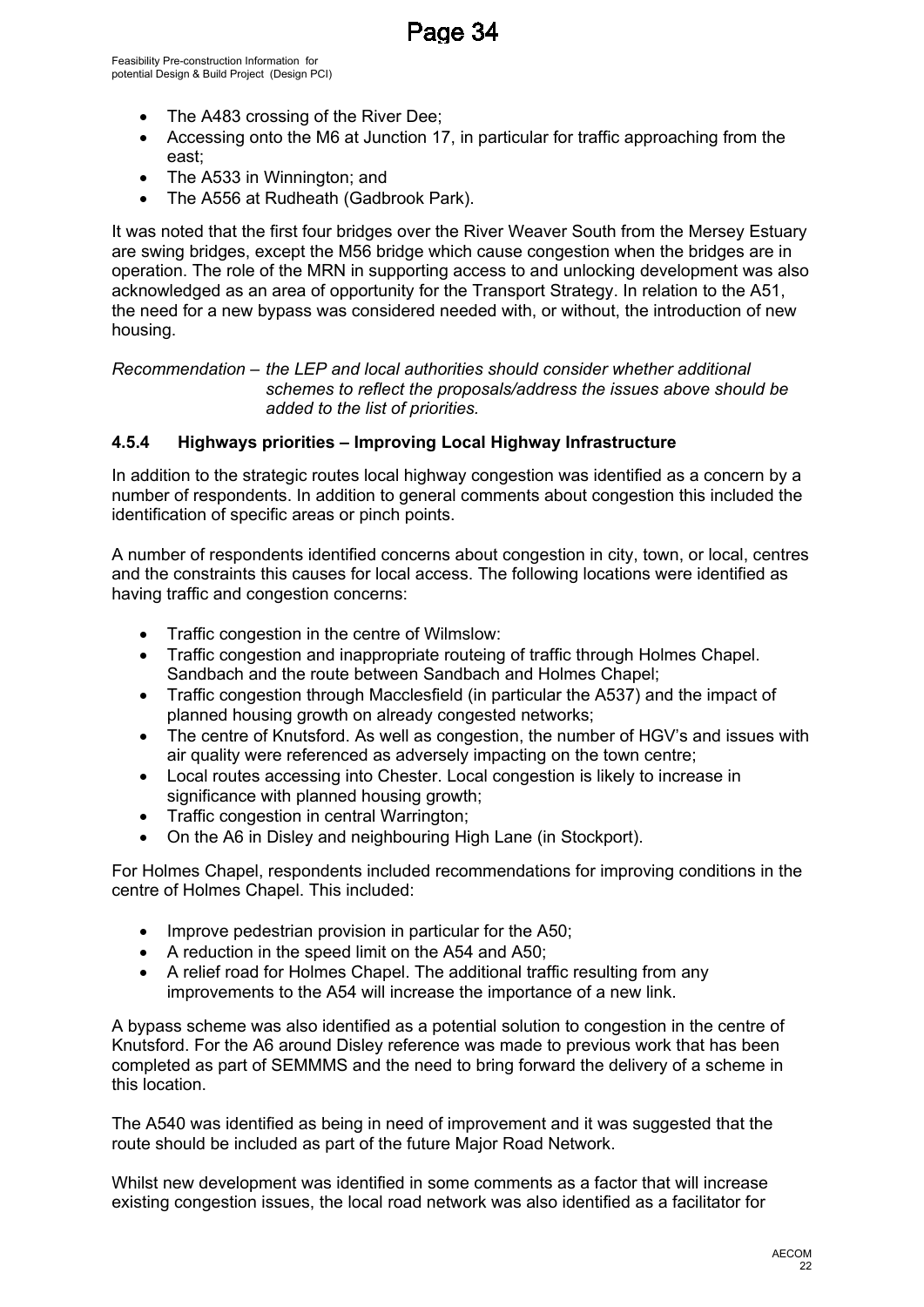- The A483 crossing of the River Dee;
- Accessing onto the M6 at Junction 17, in particular for traffic approaching from the east;
- The A533 in Winnington; and
- The A556 at Rudheath (Gadbrook Park).

It was noted that the first four bridges over the River Weaver South from the Mersey Estuary are swing bridges, except the M56 bridge which cause congestion when the bridges are in operation. The role of the MRN in supporting access to and unlocking development was also acknowledged as an area of opportunity for the Transport Strategy. In relation to the A51, the need for a new bypass was considered needed with, or without, the introduction of new housing.

*Recommendation – the LEP and local authorities should consider whether additional schemes to reflect the proposals/address the issues above should be added to the list of priorities.*

### 4.5.4 Highways priorities – Improving Local Highway Infrastructure

In addition to the strategic routes local highway congestion was identified as a concern by a number of respondents. In addition to general comments about congestion this included the identification of specific areas or pinch points.

A number of respondents identified concerns about congestion in city, town, or local, centres and the constraints this causes for local access. The following locations were identified as having traffic and congestion concerns:

- Traffic congestion in the centre of Wilmslow:
- Traffic congestion and inappropriate routeing of traffic through Holmes Chapel. Sandbach and the route between Sandbach and Holmes Chapel;
- Traffic congestion through Macclesfield (in particular the A537) and the impact of planned housing growth on already congested networks;
- The centre of Knutsford. As well as congestion, the number of HGV's and issues with air quality were referenced as adversely impacting on the town centre;
- Local routes accessing into Chester. Local congestion is likely to increase in significance with planned housing growth;
- Traffic congestion in central Warrington;
- On the A6 in Disley and neighbouring High Lane (in Stockport).

For Holmes Chapel, respondents included recommendations for improving conditions in the centre of Holmes Chapel. This included:

- Improve pedestrian provision in particular for the A50;
- A reduction in the speed limit on the A54 and A50;
- A relief road for Holmes Chapel. The additional traffic resulting from any improvements to the A54 will increase the importance of a new link.

A bypass scheme was also identified as a potential solution to congestion in the centre of Knutsford. For the A6 around Disley reference was made to previous work that has been completed as part of SEMMMS and the need to bring forward the delivery of a scheme in this location.

The A540 was identified as being in need of improvement and it was suggested that the route should be included as part of the future Major Road Network.

Whilst new development was identified in some comments as a factor that will increase existing congestion issues, the local road network was also identified as a facilitator for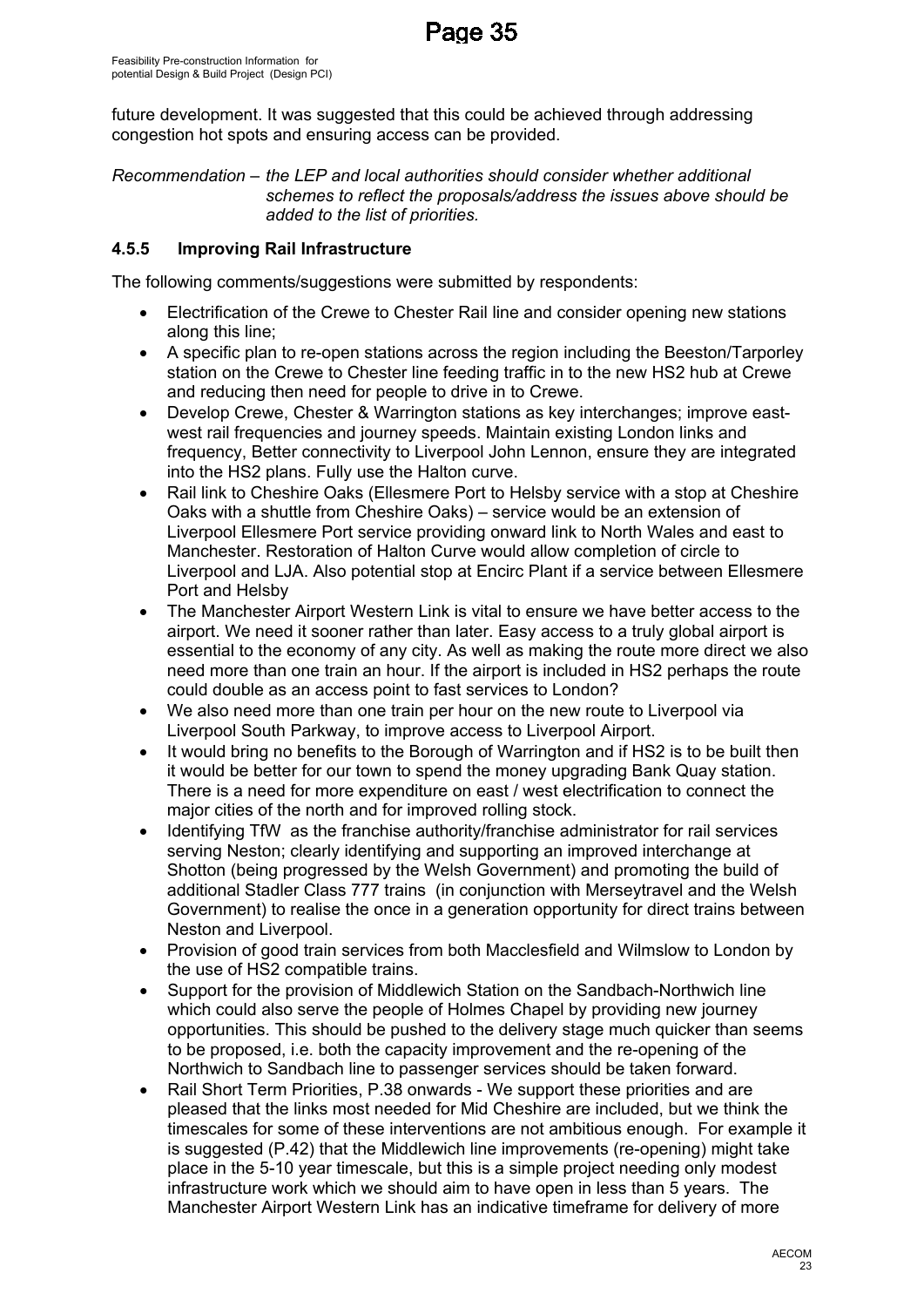future development. It was suggested that this could be achieved through addressing congestion hot spots and ensuring access can be provided.

*Recommendation – the LEP and local authorities should consider whether additional schemes to reflect the proposals/address the issues above should be added to the list of priorities.*

### 4.5.5 Improving Rail Infrastructure

The following comments/suggestions were submitted by respondents:

- Electrification of the Crewe to Chester Rail line and consider opening new stations along this line;
- A specific plan to re-open stations across the region including the Beeston/Tarporley station on the Crewe to Chester line feeding traffic in to the new HS2 hub at Crewe and reducing then need for people to drive in to Crewe.
- Develop Crewe, Chester & Warrington stations as key interchanges; improve east-west rail frequencies and journey speeds. Maintain existing London links and frequency, Better connectivity to Liverpool John Lennon, ensure they are integrated into the HS2 plans. Fully use the Halton curve.
- Rail link to Cheshire Oaks (Ellesmere Port to Helsby service with a stop at Cheshire Oaks with a shuttle from Cheshire Oaks) – service would be an extension of Liverpool Ellesmere Port service providing onward link to North Wales and east to Manchester. Restoration of Halton Curve would allow completion of circle to Liverpool and LJA. Also potential stop at Encirc Plant if a service between Ellesmere Port and Helsby
- The Manchester Airport Western Link is vital to ensure we have better access to the airport. We need it sooner rather than later. Easy access to a truly global airport is essential to the economy of any city. As well as making the route more direct we also need more than one train an hour. If the airport is included in HS2 perhaps the route could double as an access point to fast services to London?
- We also need more than one train per hour on the new route to Liverpool via Liverpool South Parkway, to improve access to Liverpool Airport.
- It would bring no benefits to the Borough of Warrington and if HS2 is to be built then it would be better for our town to spend the money upgrading Bank Quay station. There is a need for more expenditure on east / west electrification to connect the major cities of the north and for improved rolling stock.
- Identifying TfW as the franchise authority/franchise administrator for rail services serving Neston; clearly identifying and supporting an improved interchange at Shotton (being progressed by the Welsh Government) and promoting the build of additional Stadler Class 777 trains (in conjunction with Merseytravel and the Welsh Government) to realise the once in a generation opportunity for direct trains between Neston and Liverpool.
- Provision of good train services from both Macclesfield and Wilmslow to London by the use of HS2 compatible trains.
- Support for the provision of Middlewich Station on the Sandbach-Northwich line which could also serve the people of Holmes Chapel by providing new journey opportunities. This should be pushed to the delivery stage much quicker than seems to be proposed, i.e. both the capacity improvement and the re-opening of the Northwich to Sandbach line to passenger services should be taken forward.
- Rail Short Term Priorities, P.38 onwards - We support these priorities and are pleased that the links most needed for Mid Cheshire are included, but we think the timescales for some of these interventions are not ambitious enough. For example it is suggested (P.42) that the Middlewich line improvements (re-opening) might take place in the 5-10 year timescale, but this is a simple project needing only modest infrastructure work which we should aim to have open in less than 5 years. The Manchester Airport Western Link has an indicative timeframe for delivery of more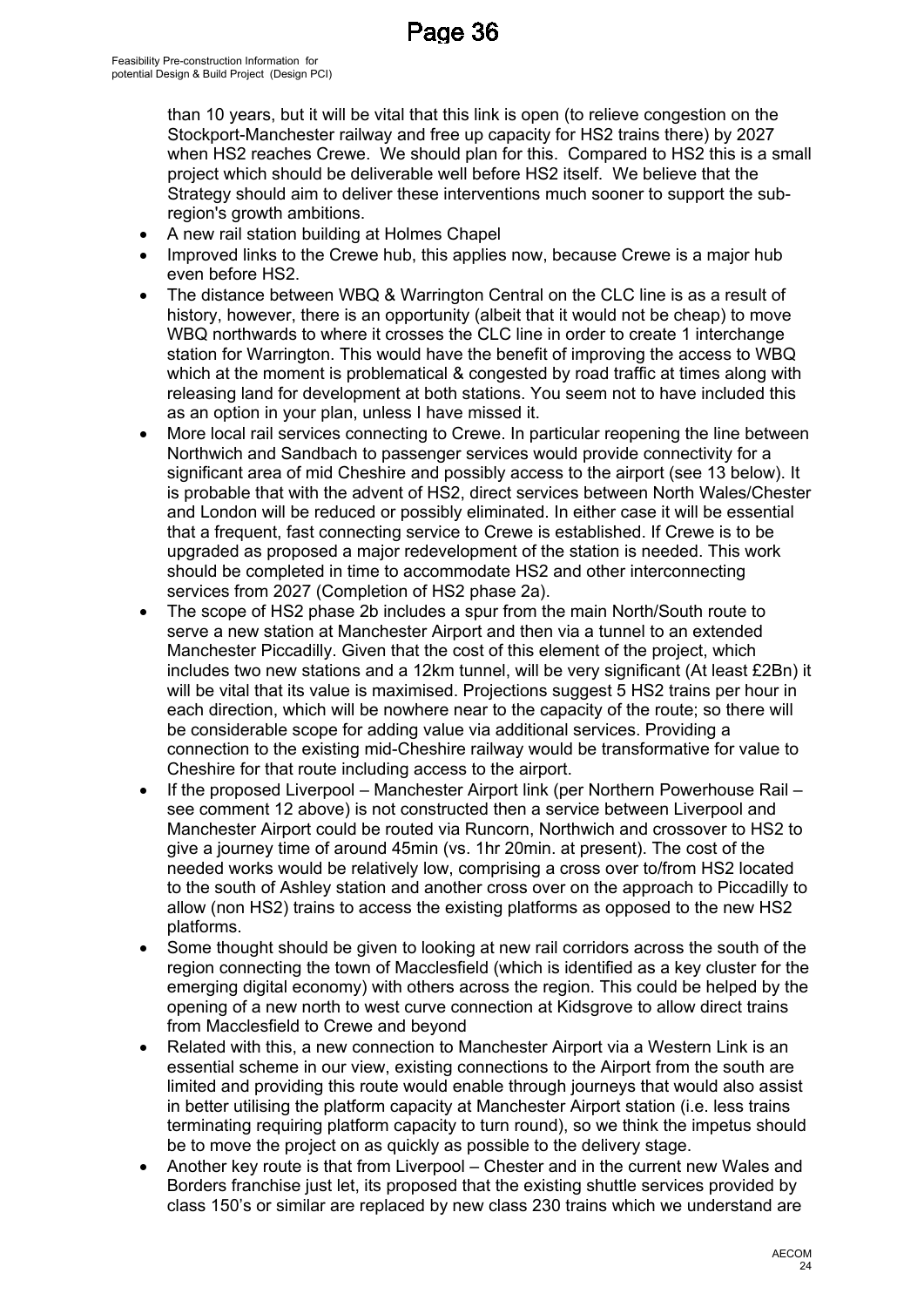than 10 years, but it will be vital that this link is open (to relieve congestion on the Stockport-Manchester railway and free up capacity for HS2 trains there) by 2027 when HS2 reaches Crewe. We should plan for this. Compared to HS2 this is a small project which should be deliverable well before HS2 itself. We believe that the Strategy should aim to deliver these interventions much sooner to support the sub-region's growth ambitions.

- A new rail station building at Holmes Chapel
- Improved links to the Crewe hub, this applies now, because Crewe is a major hub even before HS2.
- The distance between WBQ & Warrington Central on the CLC line is as a result of history, however, there is an opportunity (albeit that it would not be cheap) to move WBQ northwards to where it crosses the CLC line in order to create 1 interchange station for Warrington. This would have the benefit of improving the access to WBQ which at the moment is problematical & congested by road traffic at times along with releasing land for development at both stations. You seem not to have included this as an option in your plan, unless I have missed it.
- More local rail services connecting to Crewe. In particular reopening the line between Northwich and Sandbach to passenger services would provide connectivity for a significant area of mid Cheshire and possibly access to the airport (see 13 below). It is probable that with the advent of HS2, direct services between North Wales/Chester and London will be reduced or possibly eliminated. In either case it will be essential that a frequent, fast connecting service to Crewe is established. If Crewe is to be upgraded as proposed a major redevelopment of the station is needed. This work should be completed in time to accommodate HS2 and other interconnecting services from 2027 (Completion of HS2 phase 2a).
- The scope of HS2 phase 2b includes a spur from the main North/South route to serve a new station at Manchester Airport and then via a tunnel to an extended Manchester Piccadilly. Given that the cost of this element of the project, which includes two new stations and a 12km tunnel, will be very significant (At least £2Bn) it will be vital that its value is maximised. Projections suggest 5 HS2 trains per hour in each direction, which will be nowhere near to the capacity of the route; so there will be considerable scope for adding value via additional services. Providing a connection to the existing mid-Cheshire railway would be transformative for value to Cheshire for that route including access to the airport.
- If the proposed Liverpool – Manchester Airport link (per Northern Powerhouse Rail – see comment 12 above) is not constructed then a service between Liverpool and Manchester Airport could be routed via Runcorn, Northwich and crossover to HS2 to give a journey time of around 45min (vs. 1hr 20min. at present). The cost of the needed works would be relatively low, comprising a cross over to/from HS2 located to the south of Ashley station and another cross over on the approach to Piccadilly to allow (non HS2) trains to access the existing platforms as opposed to the new HS2 platforms.
- Some thought should be given to looking at new rail corridors across the south of the region connecting the town of Macclesfield (which is identified as a key cluster for the emerging digital economy) with others across the region. This could be helped by the opening of a new north to west curve connection at Kidsgrove to allow direct trains from Macclesfield to Crewe and beyond
- Related with this, a new connection to Manchester Airport via a Western Link is an essential scheme in our view, existing connections to the Airport from the south are limited and providing this route would enable through journeys that would also assist in better utilising the platform capacity at Manchester Airport station (i.e. less trains terminating requiring platform capacity to turn round), so we think the impetus should be to move the project on as quickly as possible to the delivery stage.
- Another key route is that from Liverpool – Chester and in the current new Wales and Borders franchise just let, its proposed that the existing shuttle services provided by class 150's or similar are replaced by new class 230 trains which we understand are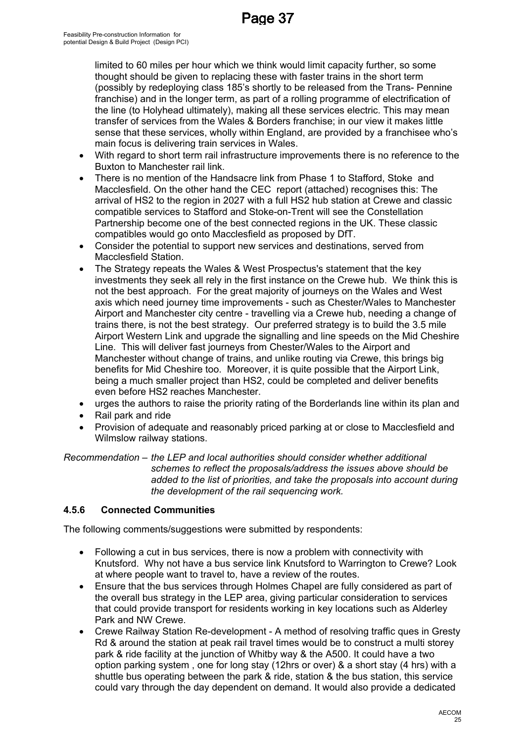limited to 60 miles per hour which we think would limit capacity further, so some thought should be given to replacing these with faster trains in the short term (possibly by redeploying class 185's shortly to be released from the Trans- Pennine franchise) and in the longer term, as part of a rolling programme of electrification of the line (to Holyhead ultimately), making all these services electric. This may mean transfer of services from the Wales & Borders franchise; in our view it makes little sense that these services, wholly within England, are provided by a franchisee who's main focus is delivering train services in Wales.

- With regard to short term rail infrastructure improvements there is no reference to the Buxton to Manchester rail link.
- There is no mention of the Handsacre link from Phase 1 to Stafford, Stoke and Macclesfield. On the other hand the CEC report (attached) recognises this: The arrival of HS2 to the region in 2027 with a full HS2 hub station at Crewe and classic compatible services to Stafford and Stoke-on-Trent will see the Constellation Partnership become one of the best connected regions in the UK. These classic compatibles would go onto Macclesfield as proposed by DfT.
- Consider the potential to support new services and destinations, served from Macclesfield Station.
- The Strategy repeats the Wales & West Prospectus's statement that the key investments they seek all rely in the first instance on the Crewe hub. We think this is not the best approach. For the great majority of journeys on the Wales and West axis which need journey time improvements - such as Chester/Wales to Manchester Airport and Manchester city centre - travelling via a Crewe hub, needing a change of trains there, is not the best strategy. Our preferred strategy is to build the 3.5 mile Airport Western Link and upgrade the signalling and line speeds on the Mid Cheshire Line. This will deliver fast journeys from Chester/Wales to the Airport and Manchester without change of trains, and unlike routing via Crewe, this brings big benefits for Mid Cheshire too. Moreover, it is quite possible that the Airport Link, being a much smaller project than HS2, could be completed and deliver benefits even before HS2 reaches Manchester.
- urges the authors to raise the priority rating of the Borderlands line within its plan and
- Rail park and ride
- Provision of adequate and reasonably priced parking at or close to Macclesfield and Wilmslow railway stations.

*Recommendation – the LEP and local authorities should consider whether additional schemes to reflect the proposals/address the issues above should be added to the list of priorities, and take the proposals into account during the development of the rail sequencing work.*

### 4.5.6 Connected Communities

The following comments/suggestions were submitted by respondents:

- Following a cut in bus services, there is now a problem with connectivity with Knutsford. Why not have a bus service link Knutsford to Warrington to Crewe? Look at where people want to travel to, have a review of the routes.
- Ensure that the bus services through Holmes Chapel are fully considered as part of the overall bus strategy in the LEP area, giving particular consideration to services that could provide transport for residents working in key locations such as Alderley Park and NW Crewe.
- Crewe Railway Station Re-development - A method of resolving traffic ques in Gresty Rd & around the station at peak rail travel times would be to construct a multi storey park & ride facility at the junction of Whitby way & the A500. It could have a two option parking system , one for long stay (12hrs or over) & a short stay (4 hrs) with a shuttle bus operating between the park & ride, station & the bus station, this service could vary through the day dependent on demand. It would also provide a dedicated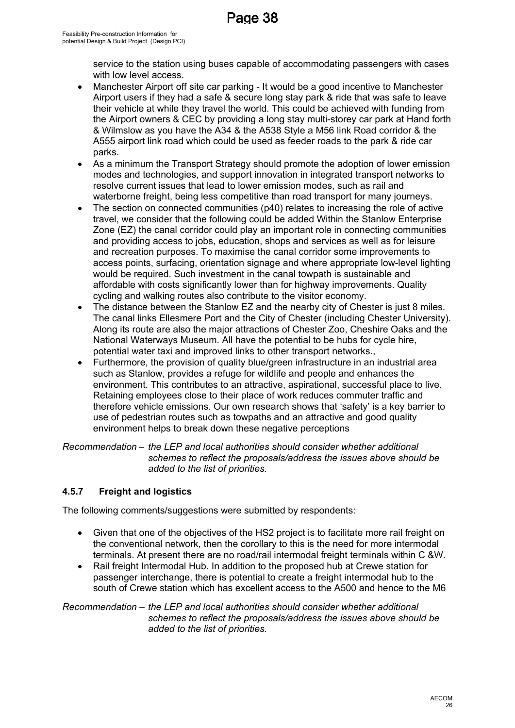service to the station using buses capable of accommodating passengers with cases with low level access.

- Manchester Airport off site car parking - It would be a good incentive to Manchester Airport users if they had a safe & secure long stay park & ride that was safe to leave their vehicle at while they travel the world. This could be achieved with funding from the Airport owners & CEC by providing a long stay multi-storey car park at Hand forth & Wilmslow as you have the A34 & the A538 Style a M56 link Road corridor & the A555 airport link road which could be used as feeder roads to the park & ride car parks.
- As a minimum the Transport Strategy should promote the adoption of lower emission modes and technologies, and support innovation in integrated transport networks to resolve current issues that lead to lower emission modes, such as rail and waterborne freight, being less competitive than road transport for many journeys.
- The section on connected communities (p40) relates to increasing the role of active travel, we consider that the following could be added Within the Stanlow Enterprise Zone (EZ) the canal corridor could play an important role in connecting communities and providing access to jobs, education, shops and services as well as for leisure and recreation purposes. To maximise the canal corridor some improvements to access points, surfacing, orientation signage and where appropriate low-level lighting would be required. Such investment in the canal towpath is sustainable and affordable with costs significantly lower than for highway improvements. Quality cycling and walking routes also contribute to the visitor economy.
- The distance between the Stanlow EZ and the nearby city of Chester is just 8 miles. The canal links Ellesmere Port and the City of Chester (including Chester University). Along its route are also the major attractions of Chester Zoo, Cheshire Oaks and the National Waterways Museum. All have the potential to be hubs for cycle hire, potential water taxi and improved links to other transport networks.,
- Furthermore, the provision of quality blue/green infrastructure in an industrial area such as Stanlow, provides a refuge for wildlife and people and enhances the environment. This contributes to an attractive, aspirational, successful place to live. Retaining employees close to their place of work reduces commuter traffic and therefore vehicle emissions. Our own research shows that 'safety' is a key barrier to use of pedestrian routes such as towpaths and an attractive and good quality environment helps to break down these negative perceptions

*Recommendation – the LEP and local authorities should consider whether additional schemes to reflect the proposals/address the issues above should be added to the list of priorities.*

### 4.5.7 Freight and logistics

The following comments/suggestions were submitted by respondents:

- Given that one of the objectives of the HS2 project is to facilitate more rail freight on the conventional network, then the corollary to this is the need for more intermodal terminals. At present there are no road/rail intermodal freight terminals within C &W.
- Rail freight Intermodal Hub. In addition to the proposed hub at Crewe station for passenger interchange, there is potential to create a freight intermodal hub to the south of Crewe station which has excellent access to the A500 and hence to the M6

*Recommendation – the LEP and local authorities should consider whether additional schemes to reflect the proposals/address the issues above should be added to the list of priorities.*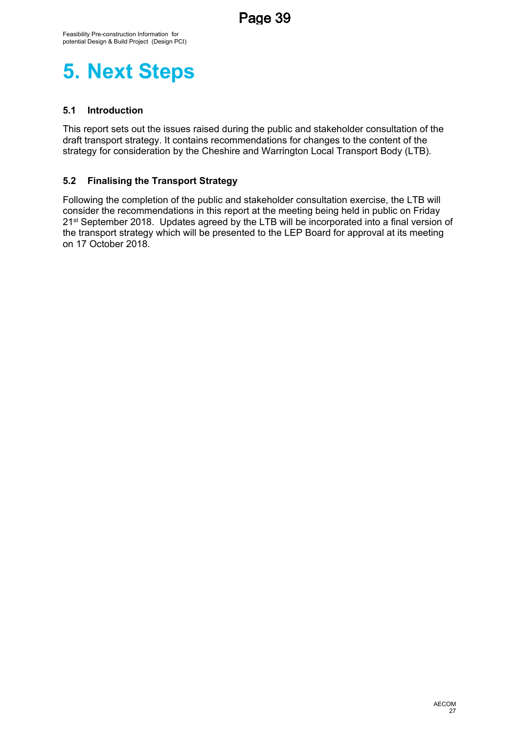# 5. Next Steps

## 5.1 Introduction

This report sets out the issues raised during the public and stakeholder consultation of the draft transport strategy. It contains recommendations for changes to the content of the strategy for consideration by the Cheshire and Warrington Local Transport Body (LTB).

## 5.2 Finalising the Transport Strategy

Following the completion of the public and stakeholder consultation exercise, the LTB will consider the recommendations in this report at the meeting being held in public on Friday 21st September 2018. Updates agreed by the LTB will be incorporated into a final version of the transport strategy which will be presented to the LEP Board for approval at its meeting on 17 October 2018.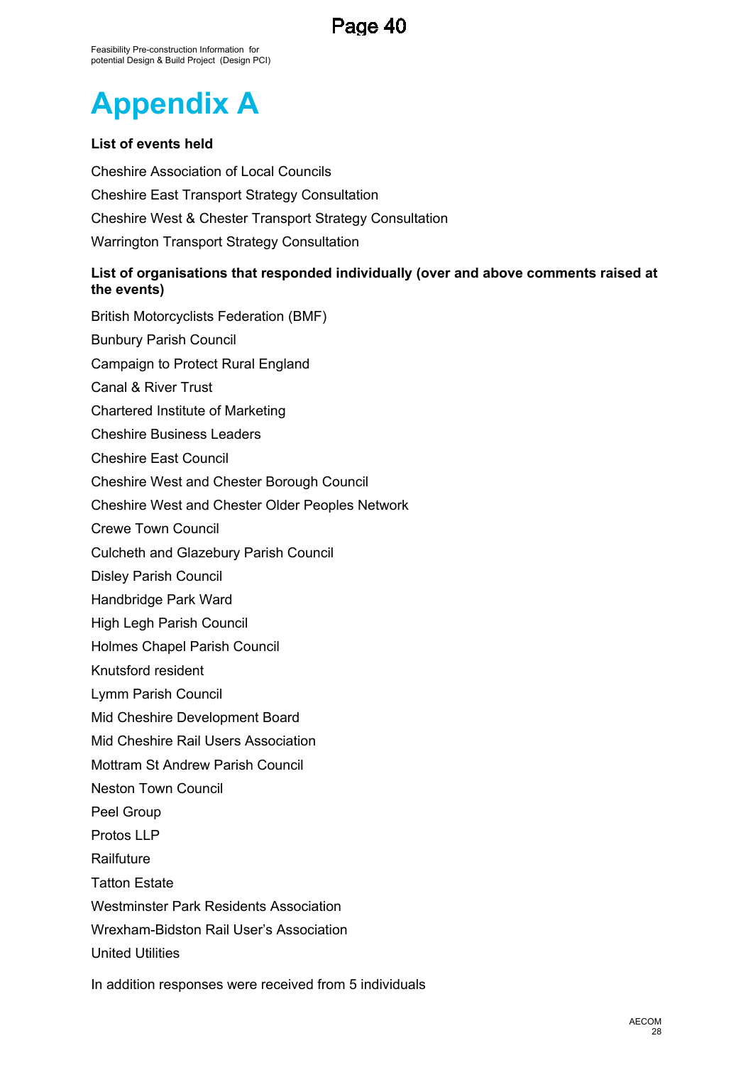# Appendix A

**List of events held**

Cheshire Association of Local Councils

Cheshire East Transport Strategy Consultation

Cheshire West & Chester Transport Strategy Consultation

Warrington Transport Strategy Consultation

**List of organisations that responded individually (over and above comments raised at the events)**

British Motorcyclists Federation (BMF)

Bunbury Parish Council

Campaign to Protect Rural England

Canal & River Trust

Chartered Institute of Marketing

Cheshire Business Leaders

Cheshire East Council

Cheshire West and Chester Borough Council

Cheshire West and Chester Older Peoples Network

Crewe Town Council

Culcheth and Glazebury Parish Council

Disley Parish Council

Handbridge Park Ward

High Legh Parish Council

Holmes Chapel Parish Council

Knutsford resident

Lymm Parish Council

Mid Cheshire Development Board

Mid Cheshire Rail Users Association

Mottram St Andrew Parish Council

Neston Town Council

Peel Group

Protos LLP

Railfuture

Tatton Estate

Westminster Park Residents Association

Wrexham-Bidston Rail User's Association

United Utilities

In addition responses were received from 5 individuals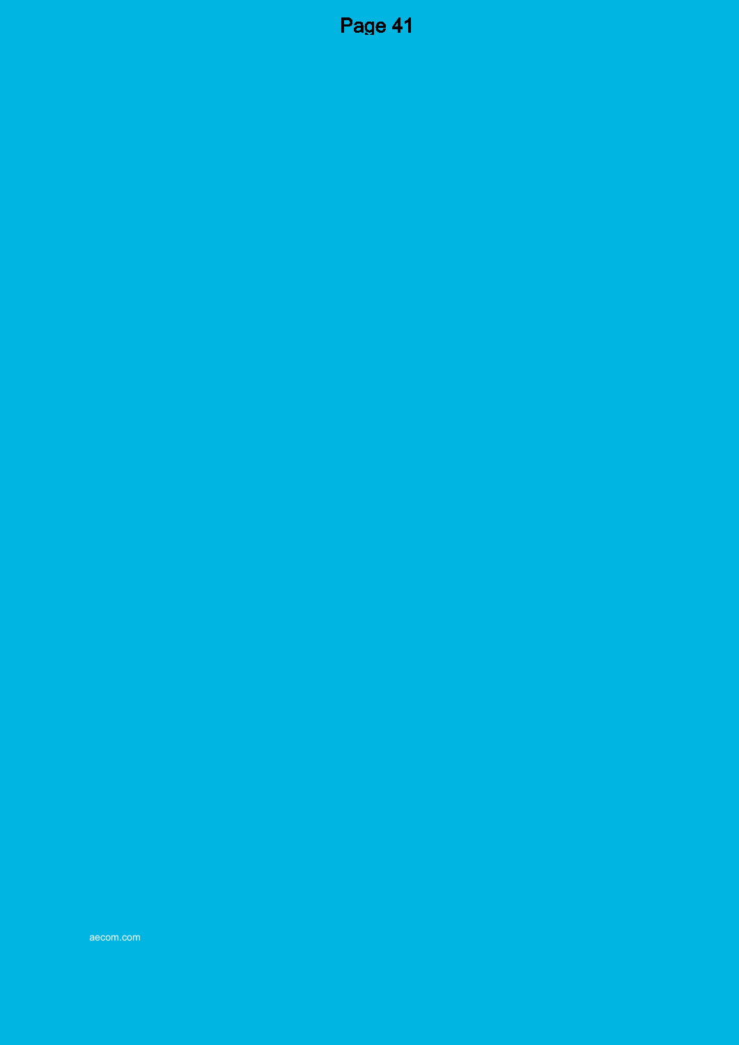aecom.com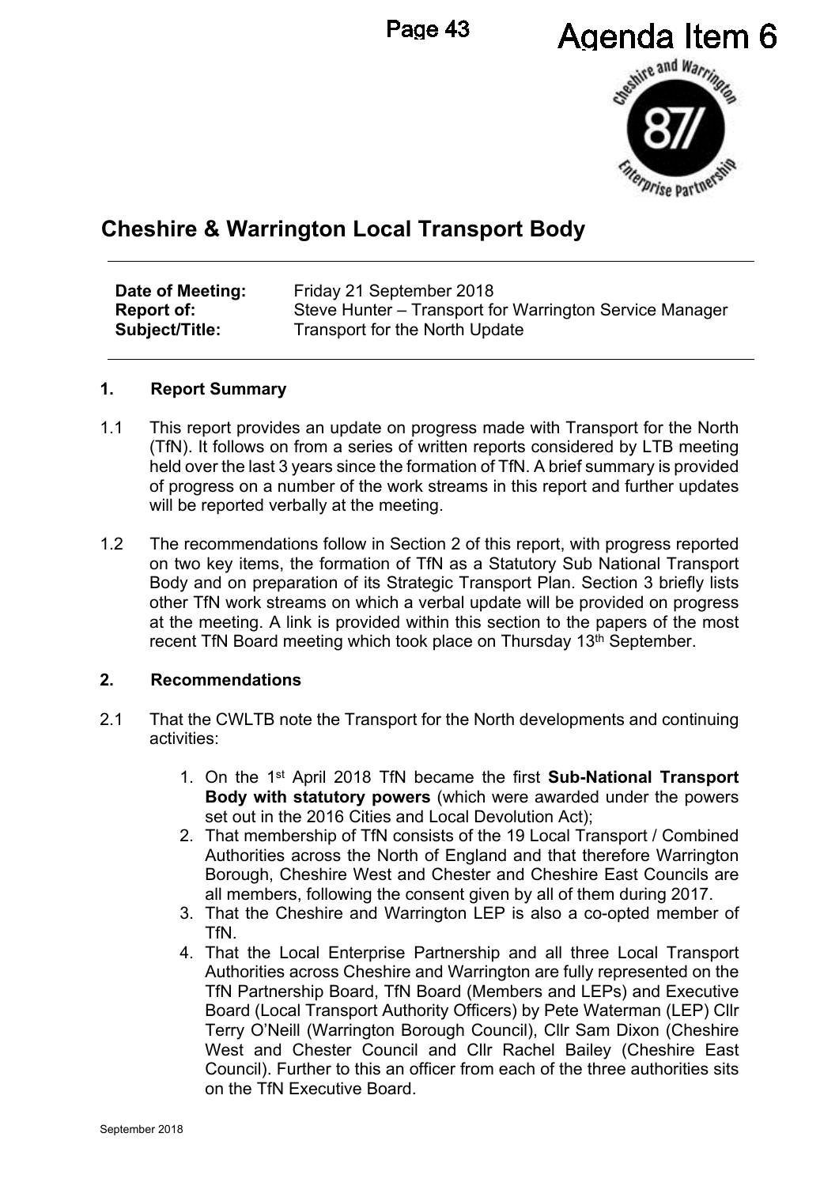Agenda Item 6

# Cheshire & Warrington Local Transport Body

**Date of Meeting:** Friday 21 September 2018
**Report of:** Steve Hunter – Transport for Warrington Service Manager
**Subject/Title:** Transport for the North Update

## 1. Report Summary

1.1 This report provides an update on progress made with Transport for the North (TfN). It follows on from a series of written reports considered by LTB meeting held over the last 3 years since the formation of TfN. A brief summary is provided of progress on a number of the work streams in this report and further updates will be reported verbally at the meeting.

1.2 The recommendations follow in Section 2 of this report, with progress reported on two key items, the formation of TfN as a Statutory Sub National Transport Body and on preparation of its Strategic Transport Plan. Section 3 briefly lists other TfN work streams on which a verbal update will be provided on progress at the meeting. A link is provided within this section to the papers of the most recent TfN Board meeting which took place on Thursday 13th September.

## 2. Recommendations

2.1 That the CWLTB note the Transport for the North developments and continuing activities:

1. On the 1st April 2018 TfN became the first **Sub-National Transport Body with statutory powers** (which were awarded under the powers set out in the 2016 Cities and Local Devolution Act);
2. That membership of TfN consists of the 19 Local Transport / Combined Authorities across the North of England and that therefore Warrington Borough, Cheshire West and Chester and Cheshire East Councils are all members, following the consent given by all of them during 2017.
3. That the Cheshire and Warrington LEP is also a co-opted member of TfN.
4. That the Local Enterprise Partnership and all three Local Transport Authorities across Cheshire and Warrington are fully represented on the TfN Partnership Board, TfN Board (Members and LEPs) and Executive Board (Local Transport Authority Officers) by Pete Waterman (LEP) Cllr Terry O'Neill (Warrington Borough Council), Cllr Sam Dixon (Cheshire West and Chester Council and Cllr Rachel Bailey (Cheshire East Council). Further to this an officer from each of the three authorities sits on the TfN Executive Board.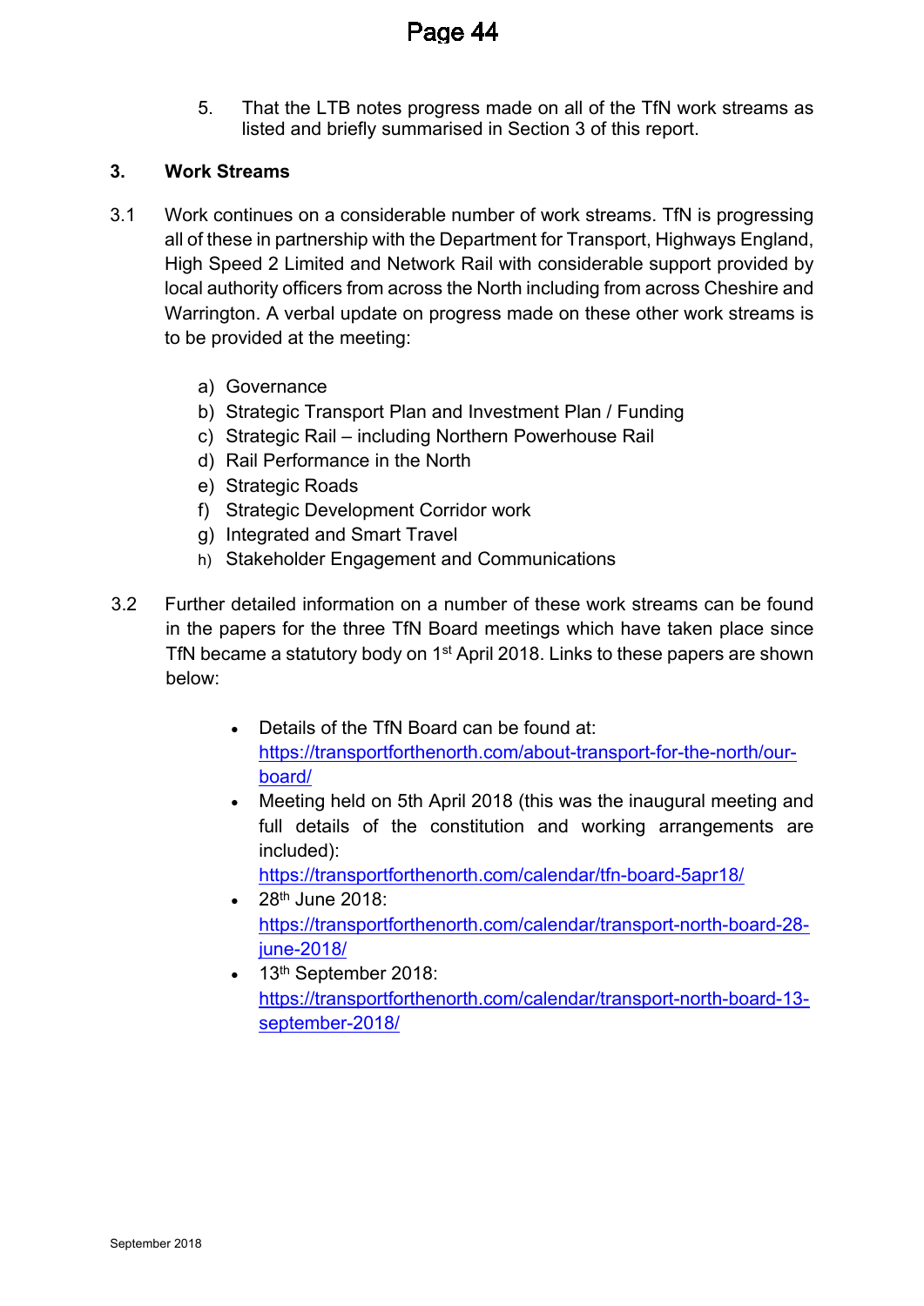5. That the LTB notes progress made on all of the TfN work streams as listed and briefly summarised in Section 3 of this report.

## 3. Work Streams

3.1 Work continues on a considerable number of work streams. TfN is progressing all of these in partnership with the Department for Transport, Highways England, High Speed 2 Limited and Network Rail with considerable support provided by local authority officers from across the North including from across Cheshire and Warrington. A verbal update on progress made on these other work streams is to be provided at the meeting:

a) Governance
b) Strategic Transport Plan and Investment Plan / Funding
c) Strategic Rail – including Northern Powerhouse Rail
d) Rail Performance in the North
e) Strategic Roads
f) Strategic Development Corridor work
g) Integrated and Smart Travel
h) Stakeholder Engagement and Communications

3.2 Further detailed information on a number of these work streams can be found in the papers for the three TfN Board meetings which have taken place since TfN became a statutory body on 1st April 2018. Links to these papers are shown below:

- Details of the TfN Board can be found at: https://transportforthenorth.com/about-transport-for-the-north/our-board/
- Meeting held on 5th April 2018 (this was the inaugural meeting and full details of the constitution and working arrangements are included): https://transportforthenorth.com/calendar/tfn-board-5apr18/
- 28th June 2018: https://transportforthenorth.com/calendar/transport-north-board-28-june-2018/
- 13th September 2018: https://transportforthenorth.com/calendar/transport-north-board-13-september-2018/